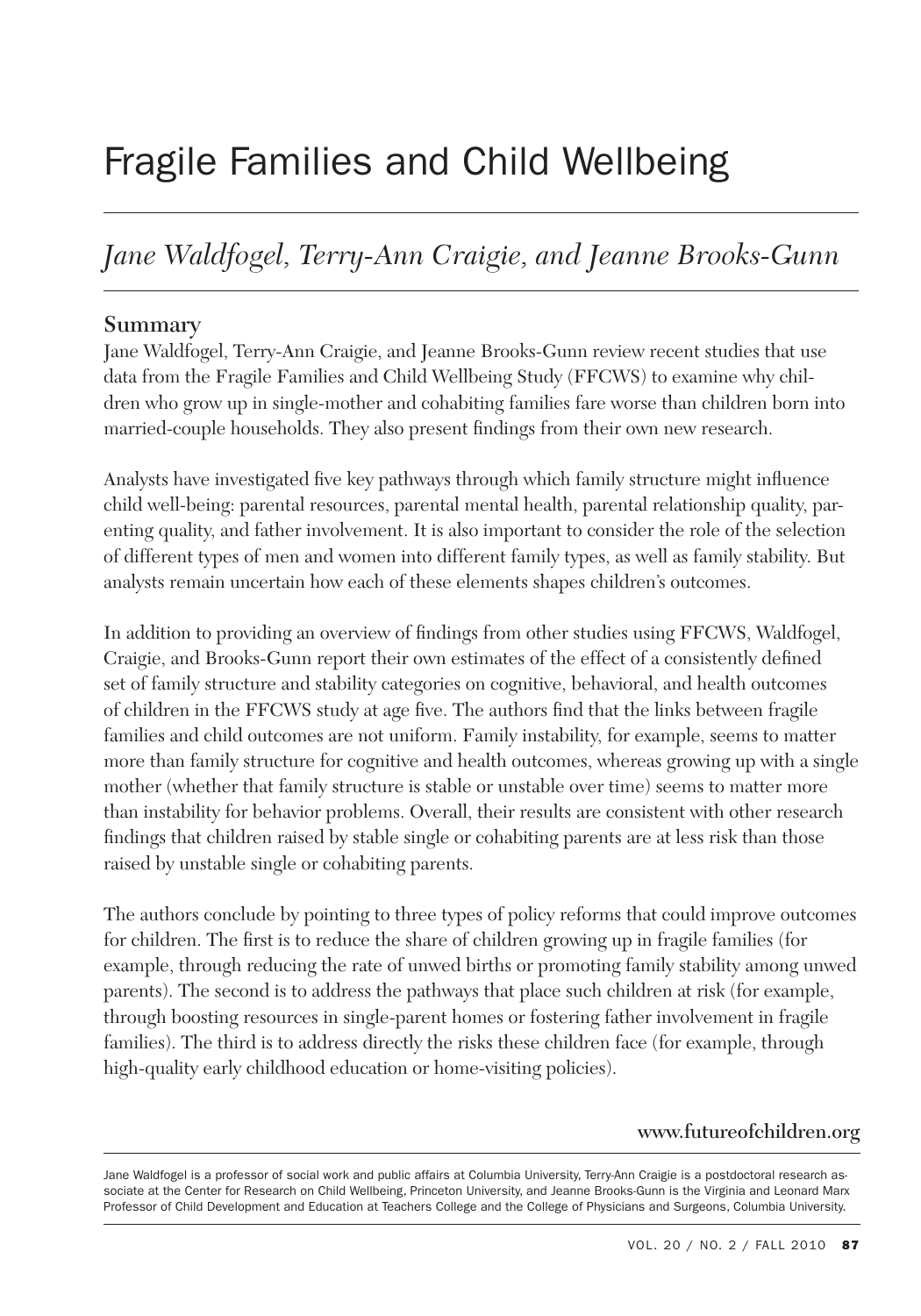# Fragile Families and Child Wellbeing

## *Jane Waldfogel, Terry-Ann Craigie, and Jeanne Brooks-Gunn*

### Summary

Jane Waldfogel, Terry-Ann Craigie, and Jeanne Brooks-Gunn review recent studies that use data from the Fragile Families and Child Wellbeing Study (FFCWS) to examine why children who grow up in single-mother and cohabiting families fare worse than children born into married-couple households. They also present findings from their own new research.

Analysts have investigated five key pathways through which family structure might influence child well-being: parental resources, parental mental health, parental relationship quality, parenting quality, and father involvement. It is also important to consider the role of the selection of different types of men and women into different family types, as well as family stability. But analysts remain uncertain how each of these elements shapes children's outcomes.

In addition to providing an overview of findings from other studies using FFCWS, Waldfogel, Craigie, and Brooks-Gunn report their own estimates of the effect of a consistently defined set of family structure and stability categories on cognitive, behavioral, and health outcomes of children in the FFCWS study at age five. The authors find that the links between fragile families and child outcomes are not uniform. Family instability, for example, seems to matter more than family structure for cognitive and health outcomes, whereas growing up with a single mother (whether that family structure is stable or unstable over time) seems to matter more than instability for behavior problems. Overall, their results are consistent with other research findings that children raised by stable single or cohabiting parents are at less risk than those raised by unstable single or cohabiting parents.

The authors conclude by pointing to three types of policy reforms that could improve outcomes for children. The first is to reduce the share of children growing up in fragile families (for example, through reducing the rate of unwed births or promoting family stability among unwed parents). The second is to address the pathways that place such children at risk (for example, through boosting resources in single-parent homes or fostering father involvement in fragile families). The third is to address directly the risks these children face (for example, through high-quality early childhood education or home-visiting policies).

www.futureofchildren.org

Jane Waldfogel is a professor of social work and public affairs at Columbia University, Terry-Ann Craigie is a postdoctoral research associate at the Center for Research on Child Wellbeing, Princeton University, and Jeanne Brooks-Gunn is the Virginia and Leonard Marx Professor of Child Development and Education at Teachers College and the College of Physicians and Surgeons, Columbia University.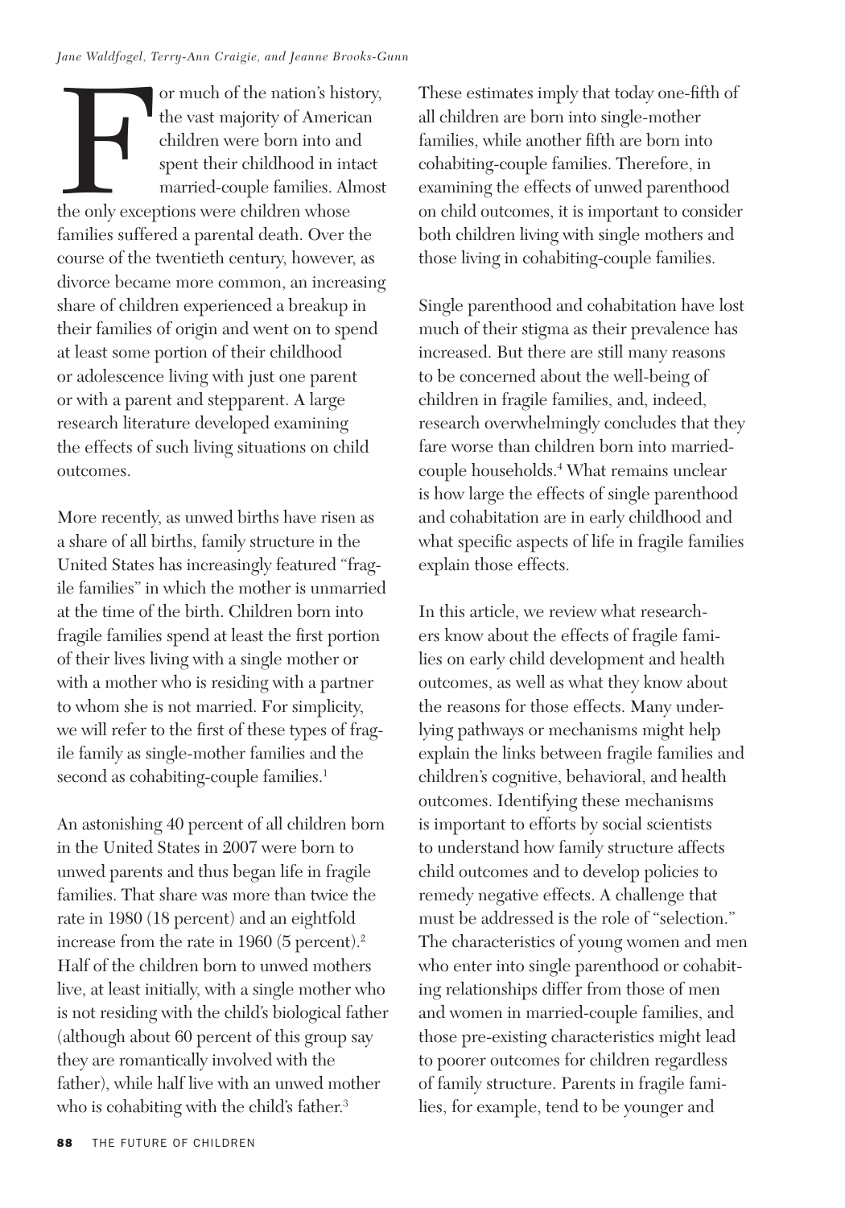For much of the nation's history, the vast majority of American children were born into and spent their childhood in intact married-couple families. Almost the only exceptions were children whose families suffered a parental death. Over the course of the twentieth century, however, as divorce became more common, an increasing share of children experienced a breakup in their families of origin and went on to spend at least some portion of their childhood or adolescence living with just one parent or with a parent and stepparent. A large research literature developed examining the effects of such living situations on child outcomes.

More recently, as unwed births have risen as a share of all births, family structure in the United States has increasingly featured "fragile families" in which the mother is unmarried at the time of the birth. Children born into fragile families spend at least the first portion of their lives living with a single mother or with a mother who is residing with a partner to whom she is not married. For simplicity, we will refer to the first of these types of fragile family as single-mother families and the second as cohabiting-couple families.[1]

An astonishing 40 percent of all children born in the United States in 2007 were born to unwed parents and thus began life in fragile families. That share was more than twice the rate in 1980 (18 percent) and an eightfold increase from the rate in 1960 (5 percent).[2] Half of the children born to unwed mothers live, at least initially, with a single mother who is not residing with the child's biological father (although about 60 percent of this group say they are romantically involved with the father), while half live with an unwed mother who is cohabiting with the child's father.[3]

These estimates imply that today one-fifth of all children are born into single-mother families, while another fifth are born into cohabiting-couple families. Therefore, in examining the effects of unwed parenthood on child outcomes, it is important to consider both children living with single mothers and those living in cohabiting-couple families.

Single parenthood and cohabitation have lost much of their stigma as their prevalence has increased. But there are still many reasons to be concerned about the well-being of children in fragile families, and, indeed, research overwhelmingly concludes that they fare worse than children born into married-couple households.[4] What remains unclear is how large the effects of single parenthood and cohabitation are in early childhood and what specific aspects of life in fragile families explain those effects.

In this article, we review what researchers know about the effects of fragile families on early child development and health outcomes, as well as what they know about the reasons for those effects. Many underlying pathways or mechanisms might help explain the links between fragile families and children's cognitive, behavioral, and health outcomes. Identifying these mechanisms is important to efforts by social scientists to understand how family structure affects child outcomes and to develop policies to remedy negative effects. A challenge that must be addressed is the role of "selection." The characteristics of young women and men who enter into single parenthood or cohabiting relationships differ from those of men and women in married-couple families, and those pre-existing characteristics might lead to poorer outcomes for children regardless of family structure. Parents in fragile families, for example, tend to be younger and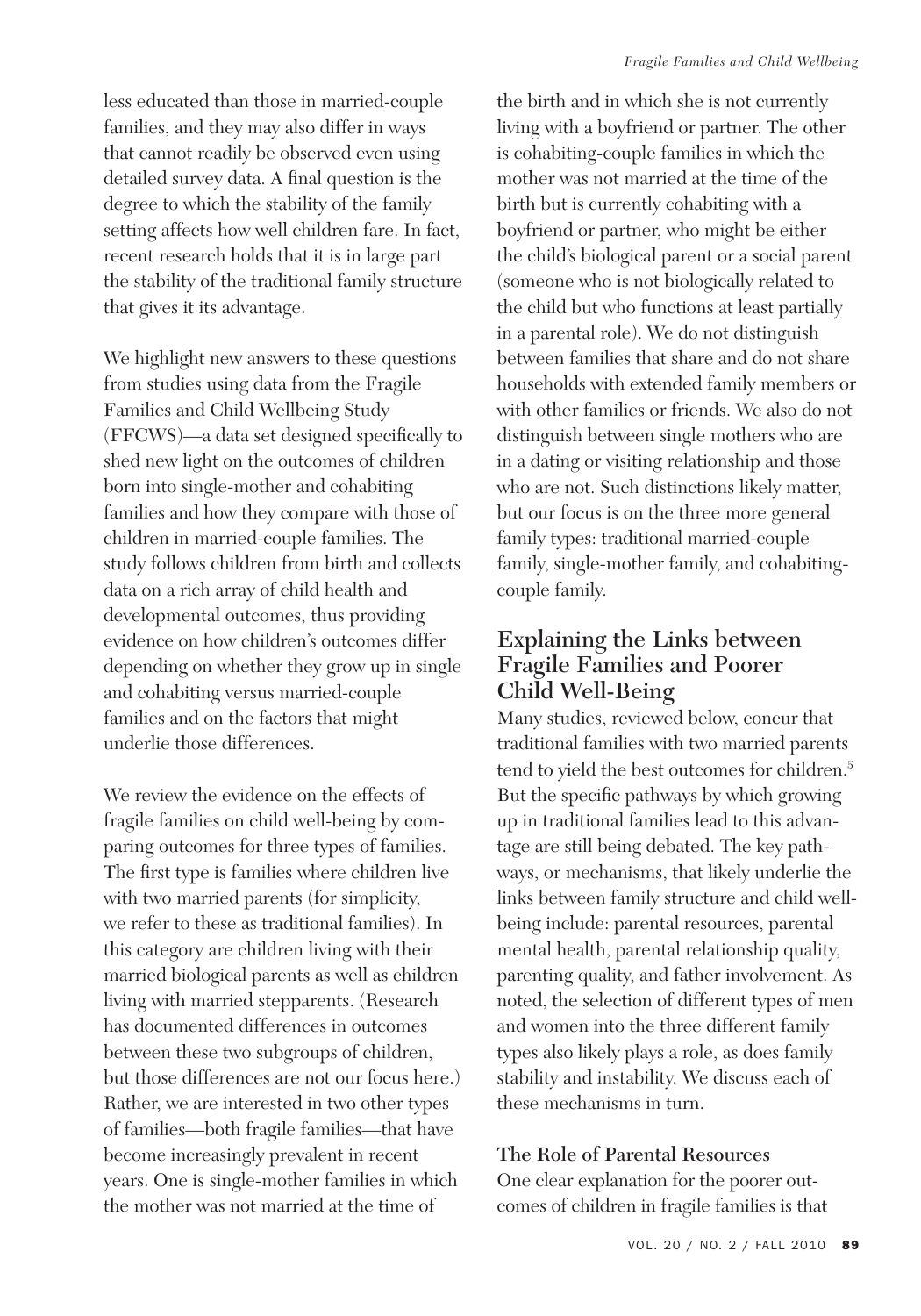less educated than those in married-couple families, and they may also differ in ways that cannot readily be observed even using detailed survey data. A final question is the degree to which the stability of the family setting affects how well children fare. In fact, recent research holds that it is in large part the stability of the traditional family structure that gives it its advantage.

We highlight new answers to these questions from studies using data from the Fragile Families and Child Wellbeing Study (FFCWS)—a data set designed specifically to shed new light on the outcomes of children born into single-mother and cohabiting families and how they compare with those of children in married-couple families. The study follows children from birth and collects data on a rich array of child health and developmental outcomes, thus providing evidence on how children's outcomes differ depending on whether they grow up in single and cohabiting versus married-couple families and on the factors that might underlie those differences.

We review the evidence on the effects of fragile families on child well-being by comparing outcomes for three types of families. The first type is families where children live with two married parents (for simplicity, we refer to these as traditional families). In this category are children living with their married biological parents as well as children living with married stepparents. (Research has documented differences in outcomes between these two subgroups of children, but those differences are not our focus here.) Rather, we are interested in two other types of families—both fragile families—that have become increasingly prevalent in recent years. One is single-mother families in which the mother was not married at the time of the birth and in which she is not currently living with a boyfriend or partner. The other is cohabiting-couple families in which the mother was not married at the time of the birth but is currently cohabiting with a boyfriend or partner, who might be either the child's biological parent or a social parent (someone who is not biologically related to the child but who functions at least partially in a parental role). We do not distinguish between families that share and do not share households with extended family members or with other families or friends. We also do not distinguish between single mothers who are in a dating or visiting relationship and those who are not. Such distinctions likely matter, but our focus is on the three more general family types: traditional married-couple family, single-mother family, and cohabiting-couple family.

## Explaining the Links between Fragile Families and Poorer Child Well-Being

Many studies, reviewed below, concur that traditional families with two married parents tend to yield the best outcomes for children.[5] But the specific pathways by which growing up in traditional families lead to this advantage are still being debated. The key pathways, or mechanisms, that likely underlie the links between family structure and child well-being include: parental resources, parental mental health, parental relationship quality, parenting quality, and father involvement. As noted, the selection of different types of men and women into the three different family types also likely plays a role, as does family stability and instability. We discuss each of these mechanisms in turn.

### The Role of Parental Resources

One clear explanation for the poorer outcomes of children in fragile families is that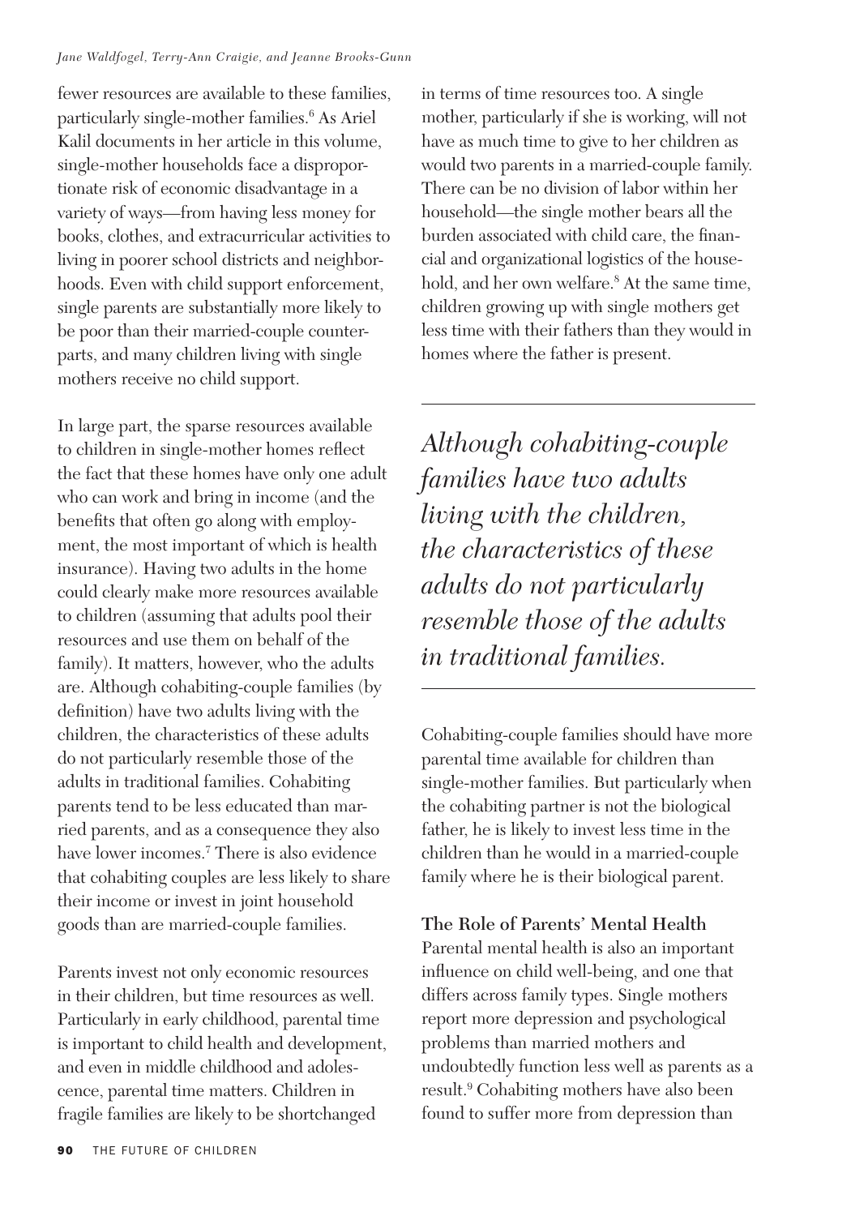fewer resources are available to these families, particularly single-mother families.[6] As Ariel Kalil documents in her article in this volume, single-mother households face a disproportionate risk of economic disadvantage in a variety of ways—from having less money for books, clothes, and extracurricular activities to living in poorer school districts and neighborhoods. Even with child support enforcement, single parents are substantially more likely to be poor than their married-couple counterparts, and many children living with single mothers receive no child support.

In large part, the sparse resources available to children in single-mother homes reflect the fact that these homes have only one adult who can work and bring in income (and the benefits that often go along with employment, the most important of which is health insurance). Having two adults in the home could clearly make more resources available to children (assuming that adults pool their resources and use them on behalf of the family). It matters, however, who the adults are. Although cohabiting-couple families (by definition) have two adults living with the children, the characteristics of these adults do not particularly resemble those of the adults in traditional families. Cohabiting parents tend to be less educated than married parents, and as a consequence they also have lower incomes.[7] There is also evidence that cohabiting couples are less likely to share their income or invest in joint household goods than are married-couple families.

Parents invest not only economic resources in their children, but time resources as well. Particularly in early childhood, parental time is important to child health and development, and even in middle childhood and adolescence, parental time matters. Children in fragile families are likely to be shortchanged in terms of time resources too. A single mother, particularly if she is working, will not have as much time to give to her children as would two parents in a married-couple family. There can be no division of labor within her household—the single mother bears all the burden associated with child care, the financial and organizational logistics of the household, and her own welfare.[8] At the same time, children growing up with single mothers get less time with their fathers than they would in homes where the father is present.

*Although cohabiting-couple families have two adults living with the children, the characteristics of these adults do not particularly resemble those of the adults in traditional families.*

Cohabiting-couple families should have more parental time available for children than single-mother families. But particularly when the cohabiting partner is not the biological father, he is likely to invest less time in the children than he would in a married-couple family where he is their biological parent.

**The Role of Parents' Mental Health**

Parental mental health is also an important influence on child well-being, and one that differs across family types. Single mothers report more depression and psychological problems than married mothers and undoubtedly function less well as parents as a result.[9] Cohabiting mothers have also been found to suffer more from depression than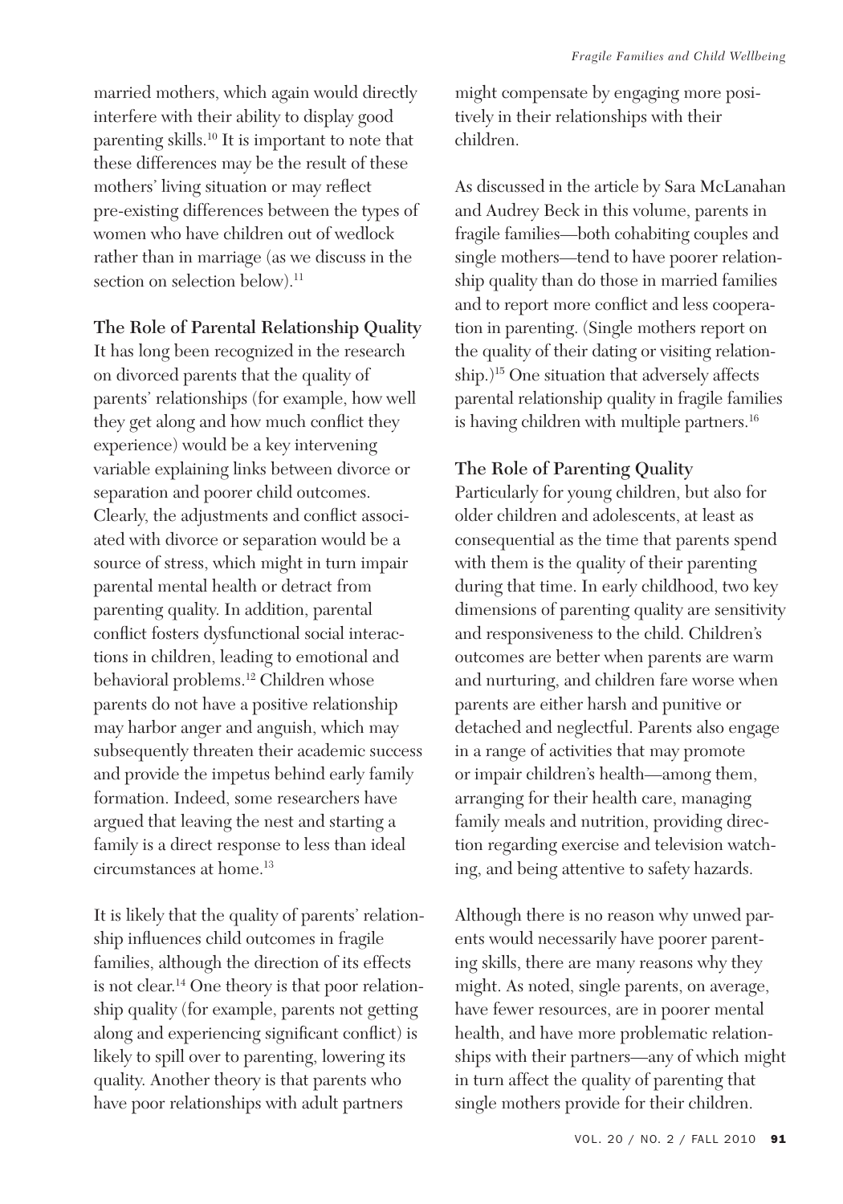married mothers, which again would directly interfere with their ability to display good parenting skills.[10] It is important to note that these differences may be the result of these mothers' living situation or may reflect pre-existing differences between the types of women who have children out of wedlock rather than in marriage (as we discuss in the section on selection below).[11]

## The Role of Parental Relationship Quality

It has long been recognized in the research on divorced parents that the quality of parents' relationships (for example, how well they get along and how much conflict they experience) would be a key intervening variable explaining links between divorce or separation and poorer child outcomes. Clearly, the adjustments and conflict associated with divorce or separation would be a source of stress, which might in turn impair parental mental health or detract from parenting quality. In addition, parental conflict fosters dysfunctional social interactions in children, leading to emotional and behavioral problems.[12] Children whose parents do not have a positive relationship may harbor anger and anguish, which may subsequently threaten their academic success and provide the impetus behind early family formation. Indeed, some researchers have argued that leaving the nest and starting a family is a direct response to less than ideal circumstances at home.[13]

It is likely that the quality of parents' relationship influences child outcomes in fragile families, although the direction of its effects is not clear.[14] One theory is that poor relationship quality (for example, parents not getting along and experiencing significant conflict) is likely to spill over to parenting, lowering its quality. Another theory is that parents who have poor relationships with adult partners might compensate by engaging more positively in their relationships with their children.

As discussed in the article by Sara McLanahan and Audrey Beck in this volume, parents in fragile families—both cohabiting couples and single mothers—tend to have poorer relationship quality than do those in married families and to report more conflict and less cooperation in parenting. (Single mothers report on the quality of their dating or visiting relationship.)[15] One situation that adversely affects parental relationship quality in fragile families is having children with multiple partners.[16]

## The Role of Parenting Quality

Particularly for young children, but also for older children and adolescents, at least as consequential as the time that parents spend with them is the quality of their parenting during that time. In early childhood, two key dimensions of parenting quality are sensitivity and responsiveness to the child. Children's outcomes are better when parents are warm and nurturing, and children fare worse when parents are either harsh and punitive or detached and neglectful. Parents also engage in a range of activities that may promote or impair children's health—among them, arranging for their health care, managing family meals and nutrition, providing direction regarding exercise and television watching, and being attentive to safety hazards.

Although there is no reason why unwed parents would necessarily have poorer parenting skills, there are many reasons why they might. As noted, single parents, on average, have fewer resources, are in poorer mental health, and have more problematic relationships with their partners—any of which might in turn affect the quality of parenting that single mothers provide for their children.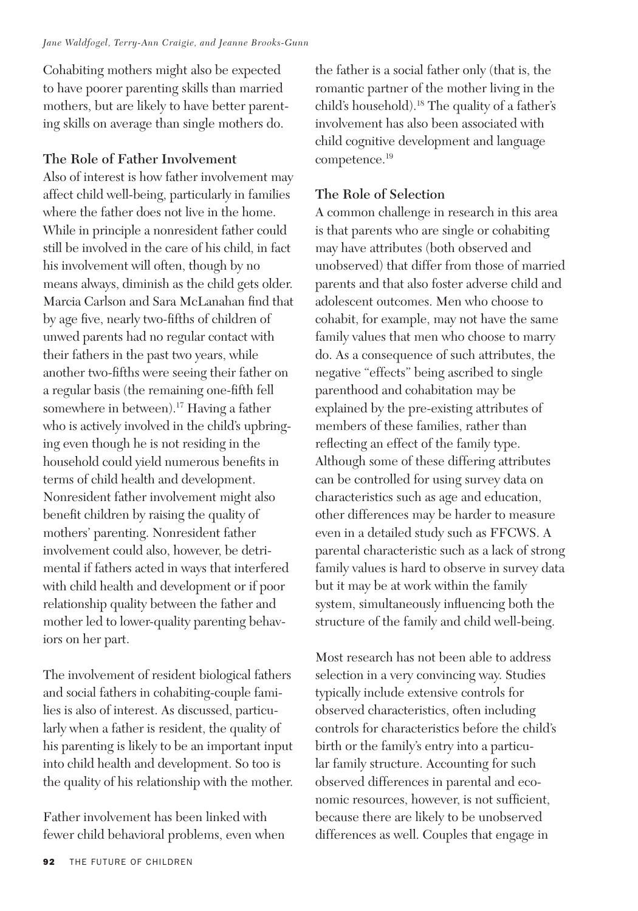Cohabiting mothers might also be expected to have poorer parenting skills than married mothers, but are likely to have better parenting skills on average than single mothers do.

### The Role of Father Involvement

Also of interest is how father involvement may affect child well-being, particularly in families where the father does not live in the home. While in principle a nonresident father could still be involved in the care of his child, in fact his involvement will often, though by no means always, diminish as the child gets older. Marcia Carlson and Sara McLanahan find that by age five, nearly two-fifths of children of unwed parents had no regular contact with their fathers in the past two years, while another two-fifths were seeing their father on a regular basis (the remaining one-fifth fell somewhere in between).[17] Having a father who is actively involved in the child's upbringing even though he is not residing in the household could yield numerous benefits in terms of child health and development. Nonresident father involvement might also benefit children by raising the quality of mothers' parenting. Nonresident father involvement could also, however, be detrimental if fathers acted in ways that interfered with child health and development or if poor relationship quality between the father and mother led to lower-quality parenting behaviors on her part.

The involvement of resident biological fathers and social fathers in cohabiting-couple families is also of interest. As discussed, particularly when a father is resident, the quality of his parenting is likely to be an important input into child health and development. So too is the quality of his relationship with the mother.

Father involvement has been linked with fewer child behavioral problems, even when the father is a social father only (that is, the romantic partner of the mother living in the child's household).[18] The quality of a father's involvement has also been associated with child cognitive development and language competence.[19]

### The Role of Selection

A common challenge in research in this area is that parents who are single or cohabiting may have attributes (both observed and unobserved) that differ from those of married parents and that also foster adverse child and adolescent outcomes. Men who choose to cohabit, for example, may not have the same family values that men who choose to marry do. As a consequence of such attributes, the negative "effects" being ascribed to single parenthood and cohabitation may be explained by the pre-existing attributes of members of these families, rather than reflecting an effect of the family type. Although some of these differing attributes can be controlled for using survey data on characteristics such as age and education, other differences may be harder to measure even in a detailed study such as FFCWS. A parental characteristic such as a lack of strong family values is hard to observe in survey data but it may be at work within the family system, simultaneously influencing both the structure of the family and child well-being.

Most research has not been able to address selection in a very convincing way. Studies typically include extensive controls for observed characteristics, often including controls for characteristics before the child's birth or the family's entry into a particular family structure. Accounting for such observed differences in parental and economic resources, however, is not sufficient, because there are likely to be unobserved differences as well. Couples that engage in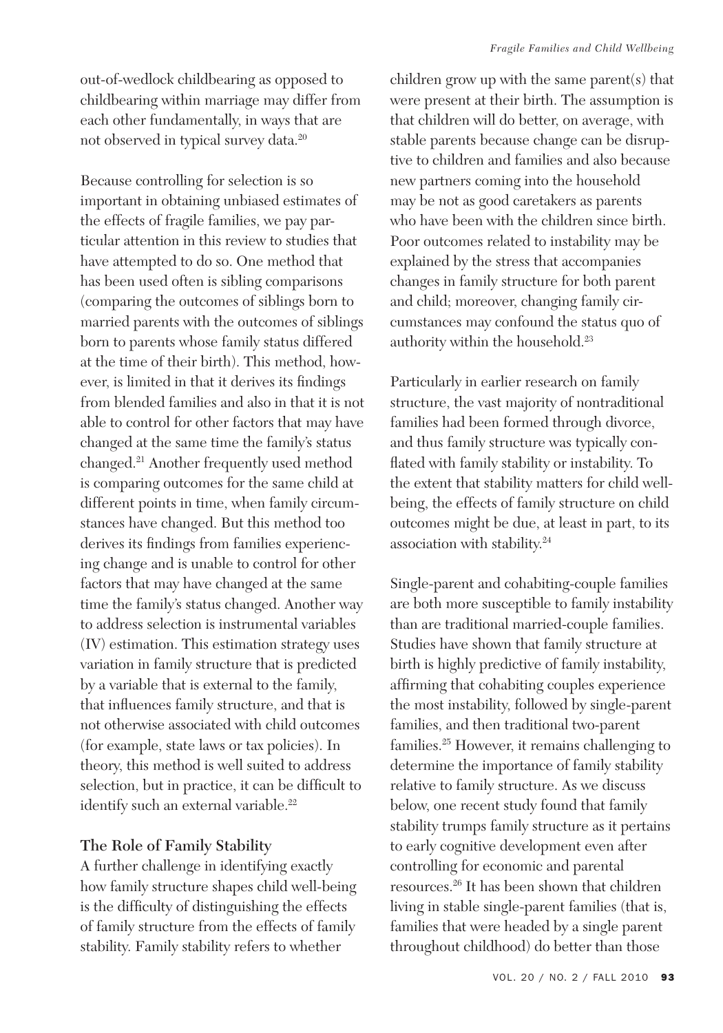out-of-wedlock childbearing as opposed to childbearing within marriage may differ from each other fundamentally, in ways that are not observed in typical survey data.[20]

Because controlling for selection is so important in obtaining unbiased estimates of the effects of fragile families, we pay particular attention in this review to studies that have attempted to do so. One method that has been used often is sibling comparisons (comparing the outcomes of siblings born to married parents with the outcomes of siblings born to parents whose family status differed at the time of their birth). This method, however, is limited in that it derives its findings from blended families and also in that it is not able to control for other factors that may have changed at the same time the family's status changed.[21] Another frequently used method is comparing outcomes for the same child at different points in time, when family circumstances have changed. But this method too derives its findings from families experiencing change and is unable to control for other factors that may have changed at the same time the family's status changed. Another way to address selection is instrumental variables (IV) estimation. This estimation strategy uses variation in family structure that is predicted by a variable that is external to the family, that influences family structure, and that is not otherwise associated with child outcomes (for example, state laws or tax policies). In theory, this method is well suited to address selection, but in practice, it can be difficult to identify such an external variable.[22]

### The Role of Family Stability

A further challenge in identifying exactly how family structure shapes child well-being is the difficulty of distinguishing the effects of family structure from the effects of family stability. Family stability refers to whether children grow up with the same parent(s) that were present at their birth. The assumption is that children will do better, on average, with stable parents because change can be disruptive to children and families and also because new partners coming into the household may be not as good caretakers as parents who have been with the children since birth. Poor outcomes related to instability may be explained by the stress that accompanies changes in family structure for both parent and child; moreover, changing family circumstances may confound the status quo of authority within the household.[23]

Particularly in earlier research on family structure, the vast majority of nontraditional families had been formed through divorce, and thus family structure was typically conflated with family stability or instability. To the extent that stability matters for child well-being, the effects of family structure on child outcomes might be due, at least in part, to its association with stability.[24]

Single-parent and cohabiting-couple families are both more susceptible to family instability than are traditional married-couple families. Studies have shown that family structure at birth is highly predictive of family instability, affirming that cohabiting couples experience the most instability, followed by single-parent families, and then traditional two-parent families.[25] However, it remains challenging to determine the importance of family stability relative to family structure. As we discuss below, one recent study found that family stability trumps family structure as it pertains to early cognitive development even after controlling for economic and parental resources.[26] It has been shown that children living in stable single-parent families (that is, families that were headed by a single parent throughout childhood) do better than those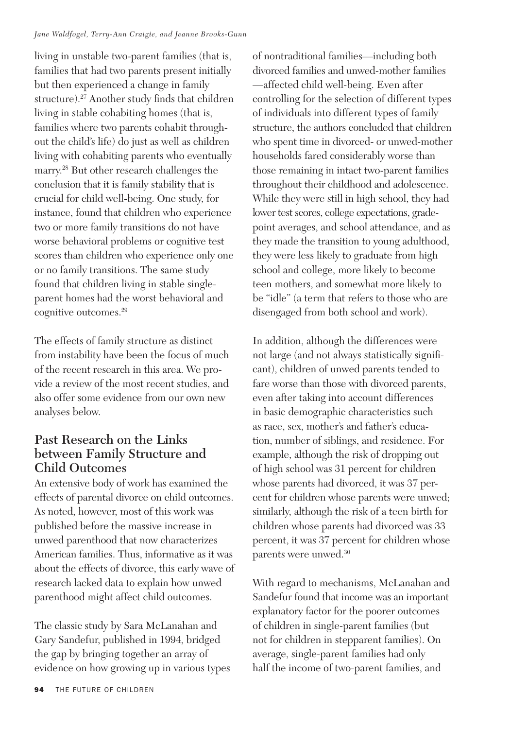living in unstable two-parent families (that is, families that had two parents present initially but then experienced a change in family structure).[27] Another study finds that children living in stable cohabiting homes (that is, families where two parents cohabit throughout the child's life) do just as well as children living with cohabiting parents who eventually marry.[28] But other research challenges the conclusion that it is family stability that is crucial for child well-being. One study, for instance, found that children who experience two or more family transitions do not have worse behavioral problems or cognitive test scores than children who experience only one or no family transitions. The same study found that children living in stable single-parent homes had the worst behavioral and cognitive outcomes.[29]

The effects of family structure as distinct from instability have been the focus of much of the recent research in this area. We provide a review of the most recent studies, and also offer some evidence from our own new analyses below.

## Past Research on the Links between Family Structure and Child Outcomes

An extensive body of work has examined the effects of parental divorce on child outcomes. As noted, however, most of this work was published before the massive increase in unwed parenthood that now characterizes American families. Thus, informative as it was about the effects of divorce, this early wave of research lacked data to explain how unwed parenthood might affect child outcomes.

The classic study by Sara McLanahan and Gary Sandefur, published in 1994, bridged the gap by bringing together an array of evidence on how growing up in various types of nontraditional families—including both divorced families and unwed-mother families—affected child well-being. Even after controlling for the selection of different types of individuals into different types of family structure, the authors concluded that children who spent time in divorced- or unwed-mother households fared considerably worse than those remaining in intact two-parent families throughout their childhood and adolescence. While they were still in high school, they had lower test scores, college expectations, grade-point averages, and school attendance, and as they made the transition to young adulthood, they were less likely to graduate from high school and college, more likely to become teen mothers, and somewhat more likely to be "idle" (a term that refers to those who are disengaged from both school and work).

In addition, although the differences were not large (and not always statistically significant), children of unwed parents tended to fare worse than those with divorced parents, even after taking into account differences in basic demographic characteristics such as race, sex, mother's and father's education, number of siblings, and residence. For example, although the risk of dropping out of high school was 31 percent for children whose parents had divorced, it was 37 percent for children whose parents were unwed; similarly, although the risk of a teen birth for children whose parents had divorced was 33 percent, it was 37 percent for children whose parents were unwed.[30]

With regard to mechanisms, McLanahan and Sandefur found that income was an important explanatory factor for the poorer outcomes of children in single-parent families (but not for children in stepparent families). On average, single-parent families had only half the income of two-parent families, and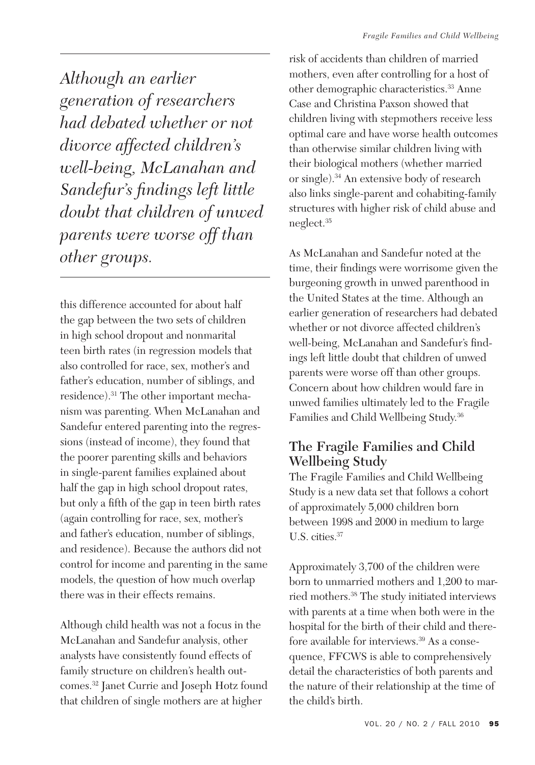*Although an earlier generation of researchers had debated whether or not divorce affected children's well-being, McLanahan and Sandefur's findings left little doubt that children of unwed parents were worse off than other groups.*

this difference accounted for about half the gap between the two sets of children in high school dropout and nonmarital teen birth rates (in regression models that also controlled for race, sex, mother's and father's education, number of siblings, and residence).[31] The other important mechanism was parenting. When McLanahan and Sandefur entered parenting into the regressions (instead of income), they found that the poorer parenting skills and behaviors in single-parent families explained about half the gap in high school dropout rates, but only a fifth of the gap in teen birth rates (again controlling for race, sex, mother's and father's education, number of siblings, and residence). Because the authors did not control for income and parenting in the same models, the question of how much overlap there was in their effects remains.

Although child health was not a focus in the McLanahan and Sandefur analysis, other analysts have consistently found effects of family structure on children's health outcomes.[32] Janet Currie and Joseph Hotz found that children of single mothers are at higher risk of accidents than children of married mothers, even after controlling for a host of other demographic characteristics.[33] Anne Case and Christina Paxson showed that children living with stepmothers receive less optimal care and have worse health outcomes than otherwise similar children living with their biological mothers (whether married or single).[34] An extensive body of research also links single-parent and cohabiting-family structures with higher risk of child abuse and neglect.[35]

As McLanahan and Sandefur noted at the time, their findings were worrisome given the burgeoning growth in unwed parenthood in the United States at the time. Although an earlier generation of researchers had debated whether or not divorce affected children's well-being, McLanahan and Sandefur's findings left little doubt that children of unwed parents were worse off than other groups. Concern about how children would fare in unwed families ultimately led to the Fragile Families and Child Wellbeing Study.[36]

## The Fragile Families and Child Wellbeing Study

The Fragile Families and Child Wellbeing Study is a new data set that follows a cohort of approximately 5,000 children born between 1998 and 2000 in medium to large U.S. cities.[37]

Approximately 3,700 of the children were born to unmarried mothers and 1,200 to married mothers.[38] The study initiated interviews with parents at a time when both were in the hospital for the birth of their child and therefore available for interviews.[39] As a consequence, FFCWS is able to comprehensively detail the characteristics of both parents and the nature of their relationship at the time of the child's birth.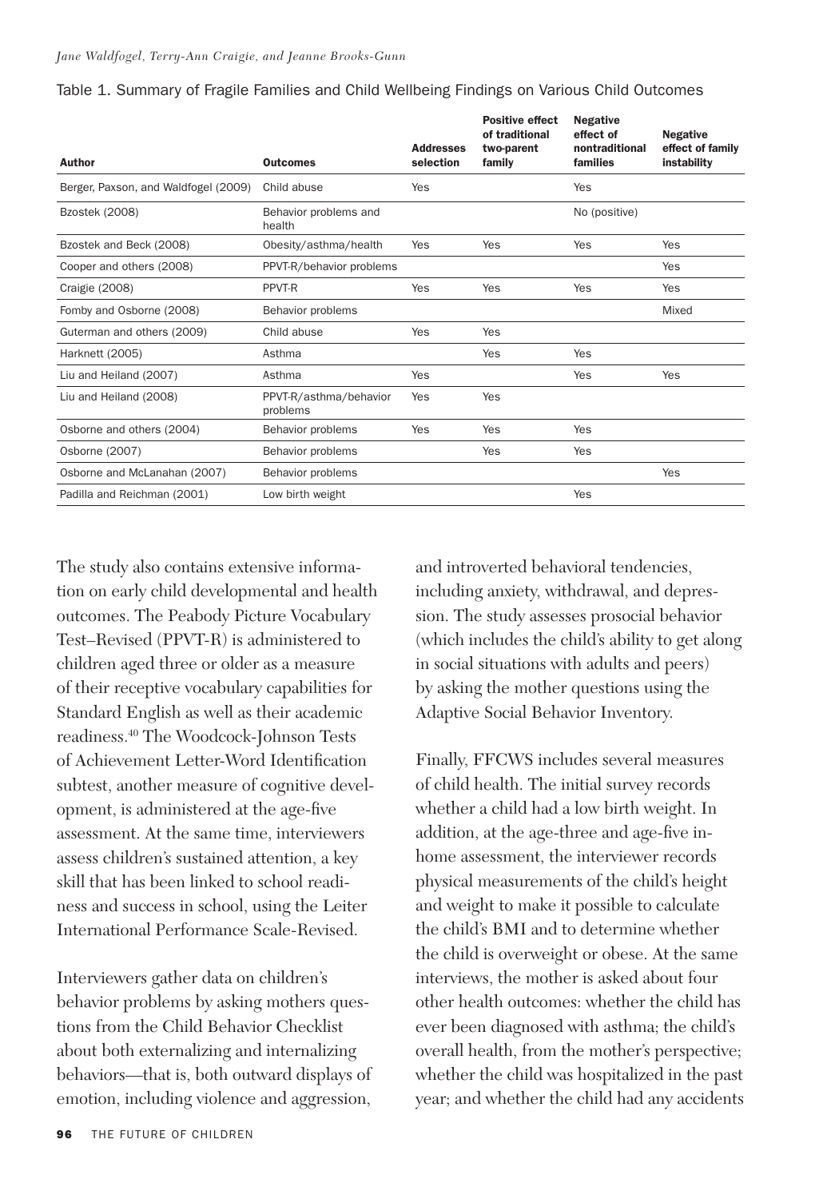Table 1. Summary of Fragile Families and Child Wellbeing Findings on Various Child Outcomes

| Author | Outcomes | Addresses selection | Positive effect of traditional two-parent family | Negative effect of nontraditional families | Negative effect of family instability |
|---|---|---|---|---|---|
| Berger, Paxson, and Waldfogel (2009) | Child abuse | Yes | | Yes | |
| Bzostek (2008) | Behavior problems and health | | | No (positive) | |
| Bzostek and Beck (2008) | Obesity/asthma/health | Yes | Yes | Yes | Yes |
| Cooper and others (2008) | PPVT-R/behavior problems | | | | Yes |
| Craigie (2008) | PPVT-R | Yes | Yes | Yes | Yes |
| Fomby and Osborne (2008) | Behavior problems | | | | Mixed |
| Guterman and others (2009) | Child abuse | Yes | Yes | | |
| Harknett (2005) | Asthma | | Yes | Yes | |
| Liu and Heiland (2007) | Asthma | Yes | | Yes | Yes |
| Liu and Heiland (2008) | PPVT-R/asthma/behavior problems | Yes | Yes | | |
| Osborne and others (2004) | Behavior problems | Yes | Yes | Yes | |
| Osborne (2007) | Behavior problems | | Yes | Yes | |
| Osborne and McLanahan (2007) | Behavior problems | | | | Yes |
| Padilla and Reichman (2001) | Low birth weight | | | Yes | |

The study also contains extensive information on early child developmental and health outcomes. The Peabody Picture Vocabulary Test–Revised (PPVT-R) is administered to children aged three or older as a measure of their receptive vocabulary capabilities for Standard English as well as their academic readiness.[40] The Woodcock-Johnson Tests of Achievement Letter-Word Identification subtest, another measure of cognitive development, is administered at the age-five assessment. At the same time, interviewers assess children's sustained attention, a key skill that has been linked to school readiness and success in school, using the Leiter International Performance Scale-Revised.

Interviewers gather data on children's behavior problems by asking mothers questions from the Child Behavior Checklist about both externalizing and internalizing behaviors—that is, both outward displays of emotion, including violence and aggression, and introverted behavioral tendencies, including anxiety, withdrawal, and depression. The study assesses prosocial behavior (which includes the child's ability to get along in social situations with adults and peers) by asking the mother questions using the Adaptive Social Behavior Inventory.

Finally, FFCWS includes several measures of child health. The initial survey records whether a child had a low birth weight. In addition, at the age-three and age-five in-home assessment, the interviewer records physical measurements of the child's height and weight to make it possible to calculate the child's BMI and to determine whether the child is overweight or obese. At the same interviews, the mother is asked about four other health outcomes: whether the child has ever been diagnosed with asthma; the child's overall health, from the mother's perspective; whether the child was hospitalized in the past year; and whether the child had any accidents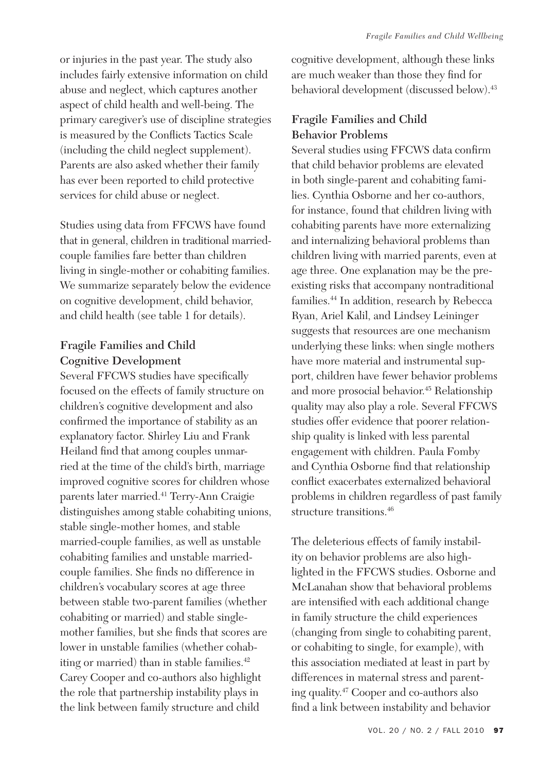or injuries in the past year. The study also includes fairly extensive information on child abuse and neglect, which captures another aspect of child health and well-being. The primary caregiver's use of discipline strategies is measured by the Conflicts Tactics Scale (including the child neglect supplement). Parents are also asked whether their family has ever been reported to child protective services for child abuse or neglect.

Studies using data from FFCWS have found that in general, children in traditional married-couple families fare better than children living in single-mother or cohabiting families. We summarize separately below the evidence on cognitive development, child behavior, and child health (see table 1 for details).

### Fragile Families and Child Cognitive Development

Several FFCWS studies have specifically focused on the effects of family structure on children's cognitive development and also confirmed the importance of stability as an explanatory factor. Shirley Liu and Frank Heiland find that among couples unmarried at the time of the child's birth, marriage improved cognitive scores for children whose parents later married.[41] Terry-Ann Craigie distinguishes among stable cohabiting unions, stable single-mother homes, and stable married-couple families, as well as unstable cohabiting families and unstable married-couple families. She finds no difference in children's vocabulary scores at age three between stable two-parent families (whether cohabiting or married) and stable single-mother families, but she finds that scores are lower in unstable families (whether cohabiting or married) than in stable families.[42] Carey Cooper and co-authors also highlight the role that partnership instability plays in the link between family structure and child cognitive development, although these links are much weaker than those they find for behavioral development (discussed below).[43]

### Fragile Families and Child Behavior Problems

Several studies using FFCWS data confirm that child behavior problems are elevated in both single-parent and cohabiting families. Cynthia Osborne and her co-authors, for instance, found that children living with cohabiting parents have more externalizing and internalizing behavioral problems than children living with married parents, even at age three. One explanation may be the preexisting risks that accompany nontraditional families.[44] In addition, research by Rebecca Ryan, Ariel Kalil, and Lindsey Leininger suggests that resources are one mechanism underlying these links: when single mothers have more material and instrumental support, children have fewer behavior problems and more prosocial behavior.[45] Relationship quality may also play a role. Several FFCWS studies offer evidence that poorer relationship quality is linked with less parental engagement with children. Paula Fomby and Cynthia Osborne find that relationship conflict exacerbates externalized behavioral problems in children regardless of past family structure transitions.[46]

The deleterious effects of family instability on behavior problems are also highlighted in the FFCWS studies. Osborne and McLanahan show that behavioral problems are intensified with each additional change in family structure the child experiences (changing from single to cohabiting parent, or cohabiting to single, for example), with this association mediated at least in part by differences in maternal stress and parenting quality.[47] Cooper and co-authors also find a link between instability and behavior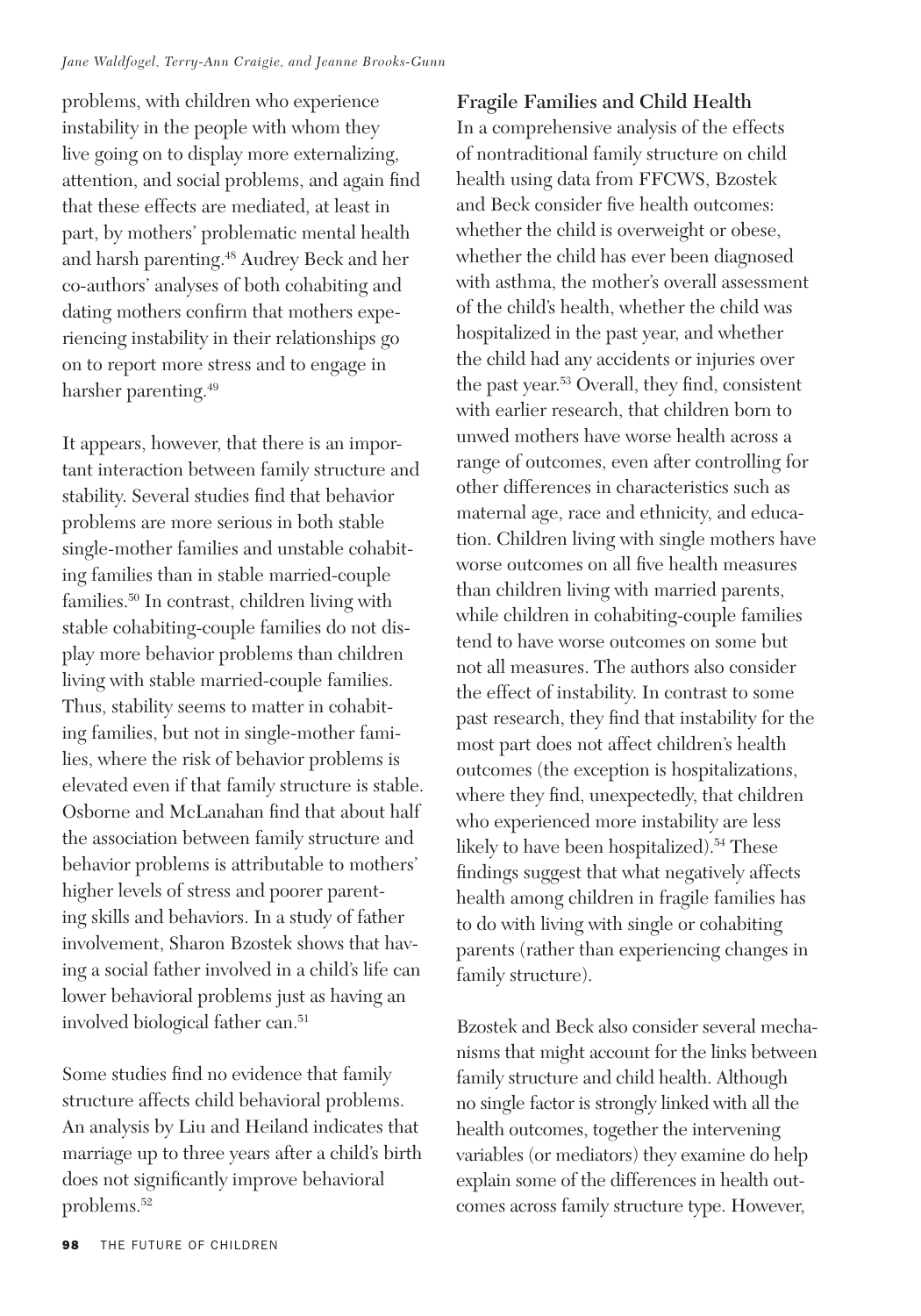problems, with children who experience instability in the people with whom they live going on to display more externalizing, attention, and social problems, and again find that these effects are mediated, at least in part, by mothers' problematic mental health and harsh parenting.[48] Audrey Beck and her co-authors' analyses of both cohabiting and dating mothers confirm that mothers experiencing instability in their relationships go on to report more stress and to engage in harsher parenting.[49]

It appears, however, that there is an important interaction between family structure and stability. Several studies find that behavior problems are more serious in both stable single-mother families and unstable cohabiting families than in stable married-couple families.[50] In contrast, children living with stable cohabiting-couple families do not display more behavior problems than children living with stable married-couple families. Thus, stability seems to matter in cohabiting families, but not in single-mother families, where the risk of behavior problems is elevated even if that family structure is stable. Osborne and McLanahan find that about half the association between family structure and behavior problems is attributable to mothers' higher levels of stress and poorer parenting skills and behaviors. In a study of father involvement, Sharon Bzostek shows that having a social father involved in a child's life can lower behavioral problems just as having an involved biological father can.[51]

Some studies find no evidence that family structure affects child behavioral problems. An analysis by Liu and Heiland indicates that marriage up to three years after a child's birth does not significantly improve behavioral problems.[52]

### Fragile Families and Child Health

In a comprehensive analysis of the effects of nontraditional family structure on child health using data from FFCWS, Bzostek and Beck consider five health outcomes: whether the child is overweight or obese, whether the child has ever been diagnosed with asthma, the mother's overall assessment of the child's health, whether the child was hospitalized in the past year, and whether the child had any accidents or injuries over the past year.[53] Overall, they find, consistent with earlier research, that children born to unwed mothers have worse health across a range of outcomes, even after controlling for other differences in characteristics such as maternal age, race and ethnicity, and education. Children living with single mothers have worse outcomes on all five health measures than children living with married parents, while children in cohabiting-couple families tend to have worse outcomes on some but not all measures. The authors also consider the effect of instability. In contrast to some past research, they find that instability for the most part does not affect children's health outcomes (the exception is hospitalizations, where they find, unexpectedly, that children who experienced more instability are less likely to have been hospitalized).[54] These findings suggest that what negatively affects health among children in fragile families has to do with living with single or cohabiting parents (rather than experiencing changes in family structure).

Bzostek and Beck also consider several mechanisms that might account for the links between family structure and child health. Although no single factor is strongly linked with all the health outcomes, together the intervening variables (or mediators) they examine do help explain some of the differences in health outcomes across family structure type. However,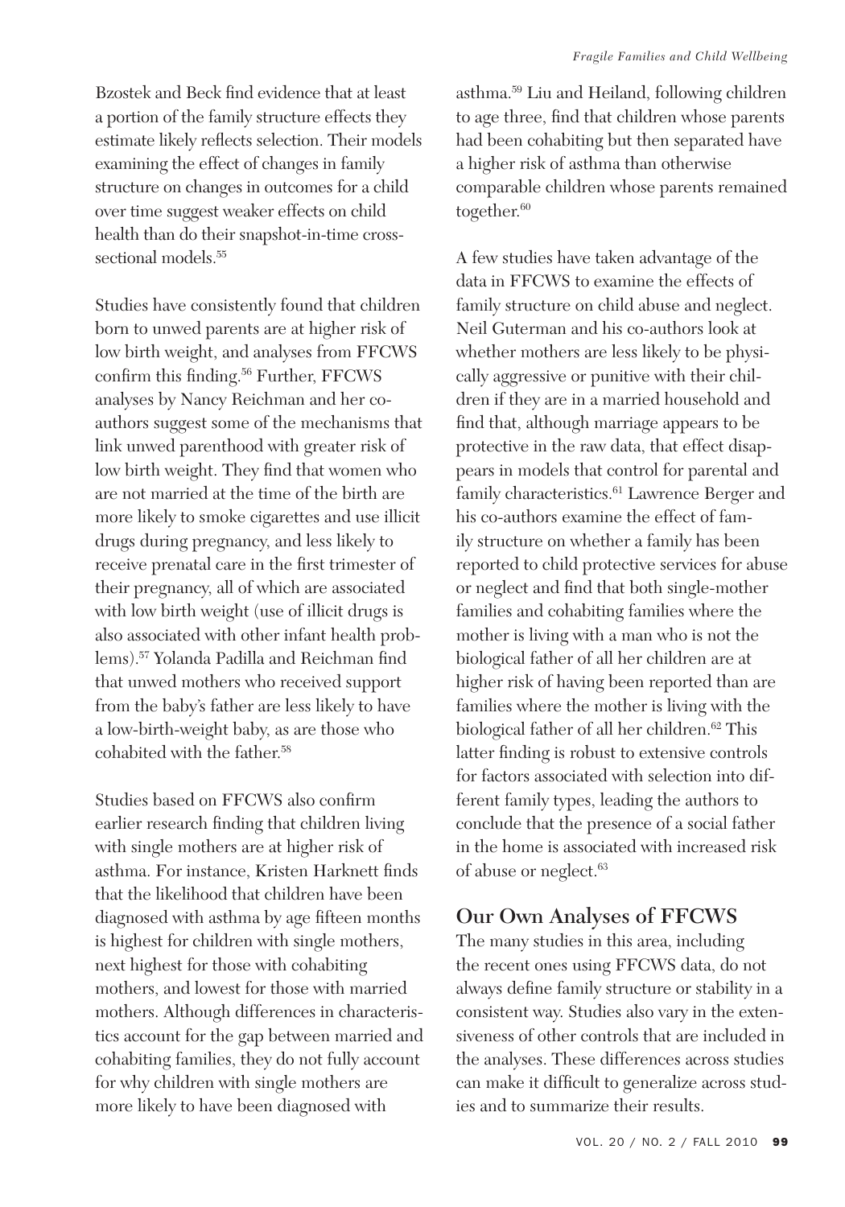Bzostek and Beck find evidence that at least a portion of the family structure effects they estimate likely reflects selection. Their models examining the effect of changes in family structure on changes in outcomes for a child over time suggest weaker effects on child health than do their snapshot-in-time cross-sectional models.[55]

Studies have consistently found that children born to unwed parents are at higher risk of low birth weight, and analyses from FFCWS confirm this finding.[56] Further, FFCWS analyses by Nancy Reichman and her co-authors suggest some of the mechanisms that link unwed parenthood with greater risk of low birth weight. They find that women who are not married at the time of the birth are more likely to smoke cigarettes and use illicit drugs during pregnancy, and less likely to receive prenatal care in the first trimester of their pregnancy, all of which are associated with low birth weight (use of illicit drugs is also associated with other infant health problems).[57] Yolanda Padilla and Reichman find that unwed mothers who received support from the baby's father are less likely to have a low-birth-weight baby, as are those who cohabited with the father.[58]

Studies based on FFCWS also confirm earlier research finding that children living with single mothers are at higher risk of asthma. For instance, Kristen Harknett finds that the likelihood that children have been diagnosed with asthma by age fifteen months is highest for children with single mothers, next highest for those with cohabiting mothers, and lowest for those with married mothers. Although differences in characteristics account for the gap between married and cohabiting families, they do not fully account for why children with single mothers are more likely to have been diagnosed with asthma.[59] Liu and Heiland, following children to age three, find that children whose parents had been cohabiting but then separated have a higher risk of asthma than otherwise comparable children whose parents remained together.[60]

A few studies have taken advantage of the data in FFCWS to examine the effects of family structure on child abuse and neglect. Neil Guterman and his co-authors look at whether mothers are less likely to be physically aggressive or punitive with their children if they are in a married household and find that, although marriage appears to be protective in the raw data, that effect disappears in models that control for parental and family characteristics.[61] Lawrence Berger and his co-authors examine the effect of family structure on whether a family has been reported to child protective services for abuse or neglect and find that both single-mother families and cohabiting families where the mother is living with a man who is not the biological father of all her children are at higher risk of having been reported than are families where the mother is living with the biological father of all her children.[62] This latter finding is robust to extensive controls for factors associated with selection into different family types, leading the authors to conclude that the presence of a social father in the home is associated with increased risk of abuse or neglect.[63]

## Our Own Analyses of FFCWS

The many studies in this area, including the recent ones using FFCWS data, do not always define family structure or stability in a consistent way. Studies also vary in the extensiveness of other controls that are included in the analyses. These differences across studies can make it difficult to generalize across studies and to summarize their results.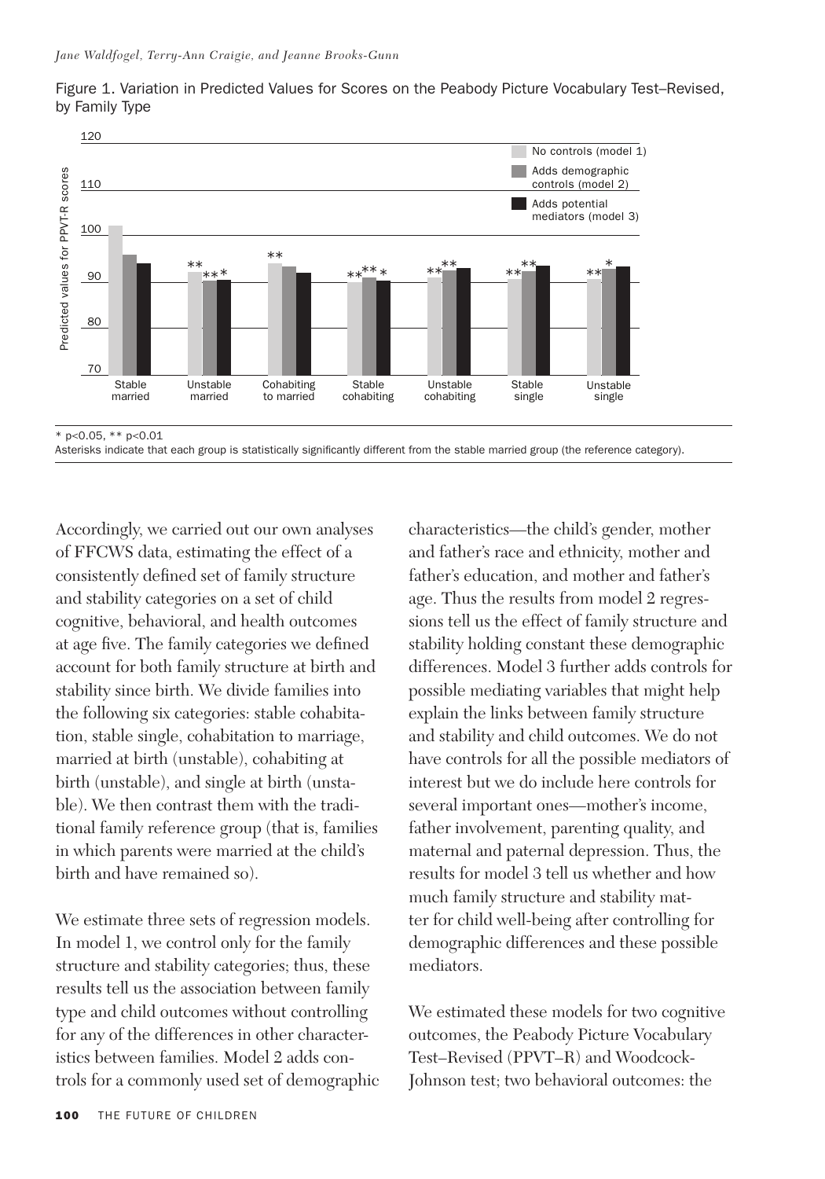Figure 1. Variation in Predicted Values for Scores on the Peabody Picture Vocabulary Test–Revised, by Family Type

* p<0.05, ** p<0.01

Asterisks indicate that each group is statistically significantly different from the stable married group (the reference category).

Accordingly, we carried out our own analyses of FFCWS data, estimating the effect of a consistently defined set of family structure and stability categories on a set of child cognitive, behavioral, and health outcomes at age five. The family categories we defined account for both family structure at birth and stability since birth. We divide families into the following six categories: stable cohabitation, stable single, cohabitation to marriage, married at birth (unstable), cohabiting at birth (unstable), and single at birth (unstable). We then contrast them with the traditional family reference group (that is, families in which parents were married at the child's birth and have remained so).

We estimate three sets of regression models. In model 1, we control only for the family structure and stability categories; thus, these results tell us the association between family type and child outcomes without controlling for any of the differences in other characteristics between families. Model 2 adds controls for a commonly used set of demographic characteristics—the child's gender, mother and father's race and ethnicity, mother and father's education, and mother and father's age. Thus the results from model 2 regressions tell us the effect of family structure and stability holding constant these demographic differences. Model 3 further adds controls for possible mediating variables that might help explain the links between family structure and stability and child outcomes. We do not have controls for all the possible mediators of interest but we do include here controls for several important ones—mother's income, father involvement, parenting quality, and maternal and paternal depression. Thus, the results for model 3 tell us whether and how much family structure and stability matter for child well-being after controlling for demographic differences and these possible mediators.

We estimated these models for two cognitive outcomes, the Peabody Picture Vocabulary Test–Revised (PPVT–R) and Woodcock-Johnson test; two behavioral outcomes: the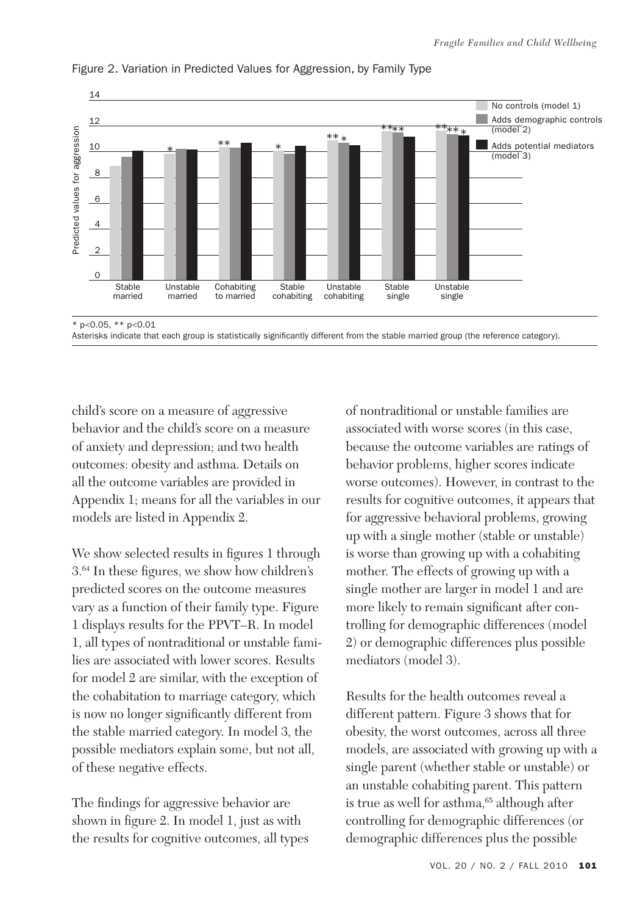Figure 2. Variation in Predicted Values for Aggression, by Family Type

\* p<0.05, \** p<0.01
Asterisks indicate that each group is statistically significantly different from the stable married group (the reference category).

child's score on a measure of aggressive behavior and the child's score on a measure of anxiety and depression; and two health outcomes: obesity and asthma. Details on all the outcome variables are provided in Appendix 1; means for all the variables in our models are listed in Appendix 2.

We show selected results in figures 1 through 3.[64] In these figures, we show how children's predicted scores on the outcome measures vary as a function of their family type. Figure 1 displays results for the PPVT–R. In model 1, all types of nontraditional or unstable families are associated with lower scores. Results for model 2 are similar, with the exception of the cohabitation to marriage category, which is now no longer significantly different from the stable married category. In model 3, the possible mediators explain some, but not all, of these negative effects.

The findings for aggressive behavior are shown in figure 2. In model 1, just as with the results for cognitive outcomes, all types of nontraditional or unstable families are associated with worse scores (in this case, because the outcome variables are ratings of behavior problems, higher scores indicate worse outcomes). However, in contrast to the results for cognitive outcomes, it appears that for aggressive behavioral problems, growing up with a single mother (stable or unstable) is worse than growing up with a cohabiting mother. The effects of growing up with a single mother are larger in model 1 and are more likely to remain significant after controlling for demographic differences (model 2) or demographic differences plus possible mediators (model 3).

Results for the health outcomes reveal a different pattern. Figure 3 shows that for obesity, the worst outcomes, across all three models, are associated with growing up with a single parent (whether stable or unstable) or an unstable cohabiting parent. This pattern is true as well for asthma,[65] although after controlling for demographic differences (or demographic differences plus the possible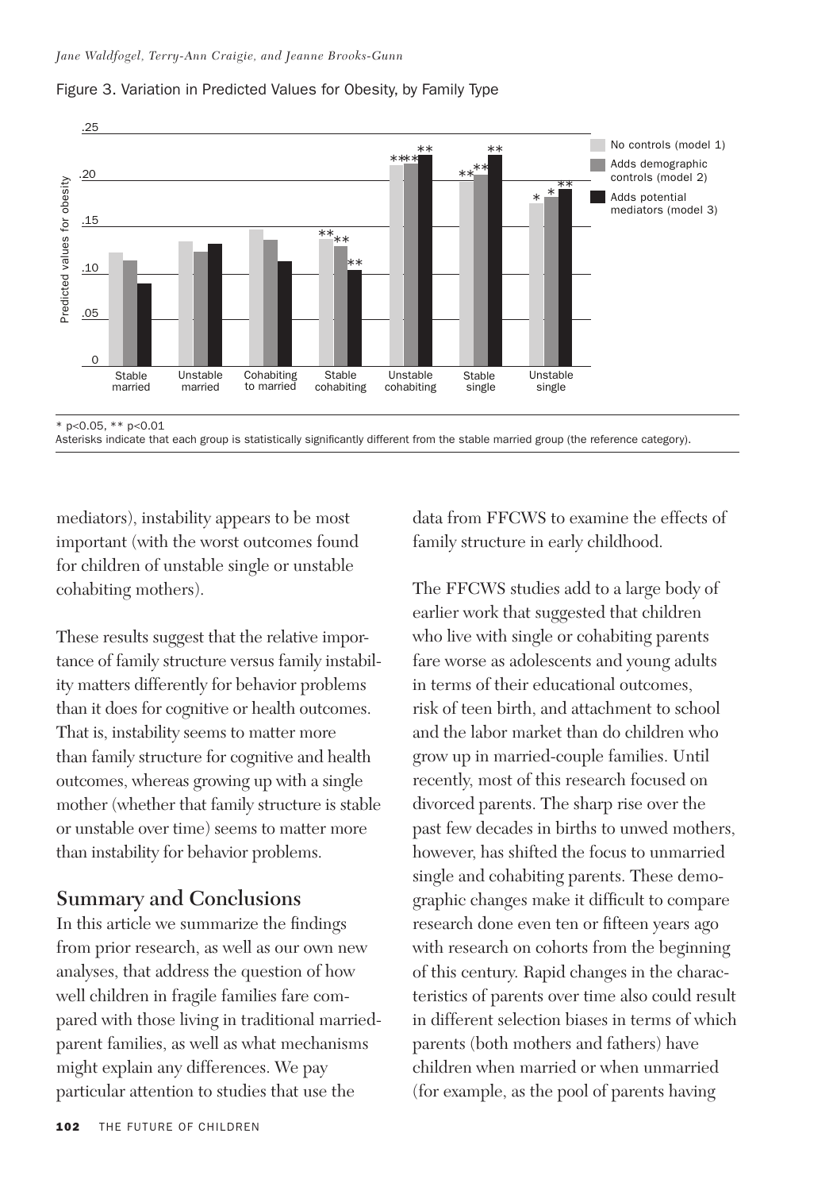Figure 3. Variation in Predicted Values for Obesity, by Family Type

\* p<0.05, \*\* p<0.01
Asterisks indicate that each group is statistically significantly different from the stable married group (the reference category).

mediators), instability appears to be most important (with the worst outcomes found for children of unstable single or unstable cohabiting mothers).

These results suggest that the relative importance of family structure versus family instability matters differently for behavior problems than it does for cognitive or health outcomes. That is, instability seems to matter more than family structure for cognitive and health outcomes, whereas growing up with a single mother (whether that family structure is stable or unstable over time) seems to matter more than instability for behavior problems.

## Summary and Conclusions

In this article we summarize the findings from prior research, as well as our own new analyses, that address the question of how well children in fragile families fare compared with those living in traditional married-parent families, as well as what mechanisms might explain any differences. We pay particular attention to studies that use the data from FFCWS to examine the effects of family structure in early childhood.

The FFCWS studies add to a large body of earlier work that suggested that children who live with single or cohabiting parents fare worse as adolescents and young adults in terms of their educational outcomes, risk of teen birth, and attachment to school and the labor market than do children who grow up in married-couple families. Until recently, most of this research focused on divorced parents. The sharp rise over the past few decades in births to unwed mothers, however, has shifted the focus to unmarried single and cohabiting parents. These demographic changes make it difficult to compare research done even ten or fifteen years ago with research on cohorts from the beginning of this century. Rapid changes in the characteristics of parents over time also could result in different selection biases in terms of which parents (both mothers and fathers) have children when married or when unmarried (for example, as the pool of parents having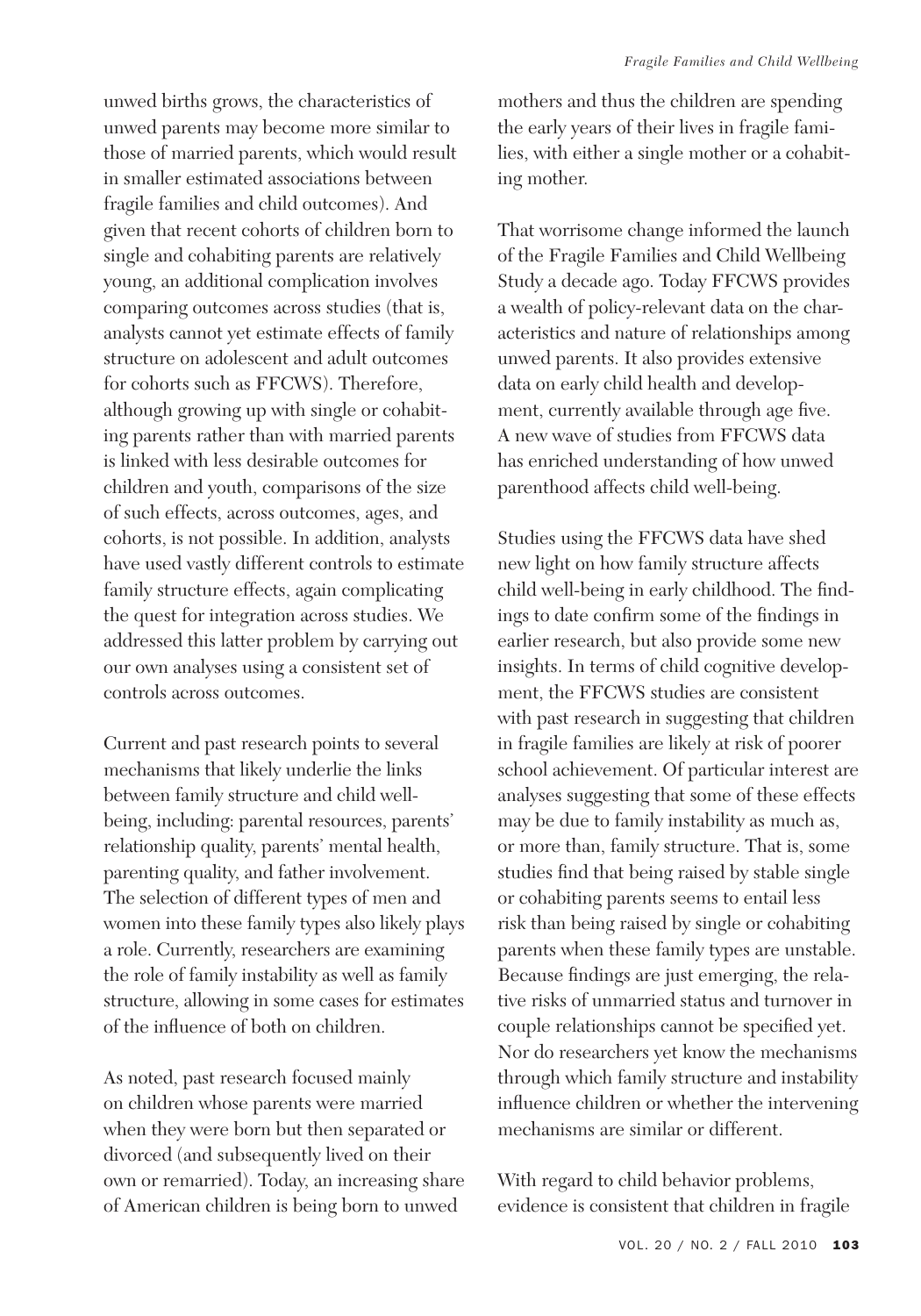unwed births grows, the characteristics of unwed parents may become more similar to those of married parents, which would result in smaller estimated associations between fragile families and child outcomes). And given that recent cohorts of children born to single and cohabiting parents are relatively young, an additional complication involves comparing outcomes across studies (that is, analysts cannot yet estimate effects of family structure on adolescent and adult outcomes for cohorts such as FFCWS). Therefore, although growing up with single or cohabiting parents rather than with married parents is linked with less desirable outcomes for children and youth, comparisons of the size of such effects, across outcomes, ages, and cohorts, is not possible. In addition, analysts have used vastly different controls to estimate family structure effects, again complicating the quest for integration across studies. We addressed this latter problem by carrying out our own analyses using a consistent set of controls across outcomes.

Current and past research points to several mechanisms that likely underlie the links between family structure and child well-being, including: parental resources, parents' relationship quality, parents' mental health, parenting quality, and father involvement. The selection of different types of men and women into these family types also likely plays a role. Currently, researchers are examining the role of family instability as well as family structure, allowing in some cases for estimates of the influence of both on children.

As noted, past research focused mainly on children whose parents were married when they were born but then separated or divorced (and subsequently lived on their own or remarried). Today, an increasing share of American children is being born to unwed mothers and thus the children are spending the early years of their lives in fragile families, with either a single mother or a cohabiting mother.

That worrisome change informed the launch of the Fragile Families and Child Wellbeing Study a decade ago. Today FFCWS provides a wealth of policy-relevant data on the characteristics and nature of relationships among unwed parents. It also provides extensive data on early child health and development, currently available through age five. A new wave of studies from FFCWS data has enriched understanding of how unwed parenthood affects child well-being.

Studies using the FFCWS data have shed new light on how family structure affects child well-being in early childhood. The findings to date confirm some of the findings in earlier research, but also provide some new insights. In terms of child cognitive development, the FFCWS studies are consistent with past research in suggesting that children in fragile families are likely at risk of poorer school achievement. Of particular interest are analyses suggesting that some of these effects may be due to family instability as much as, or more than, family structure. That is, some studies find that being raised by stable single or cohabiting parents seems to entail less risk than being raised by single or cohabiting parents when these family types are unstable. Because findings are just emerging, the relative risks of unmarried status and turnover in couple relationships cannot be specified yet. Nor do researchers yet know the mechanisms through which family structure and instability influence children or whether the intervening mechanisms are similar or different.

With regard to child behavior problems, evidence is consistent that children in fragile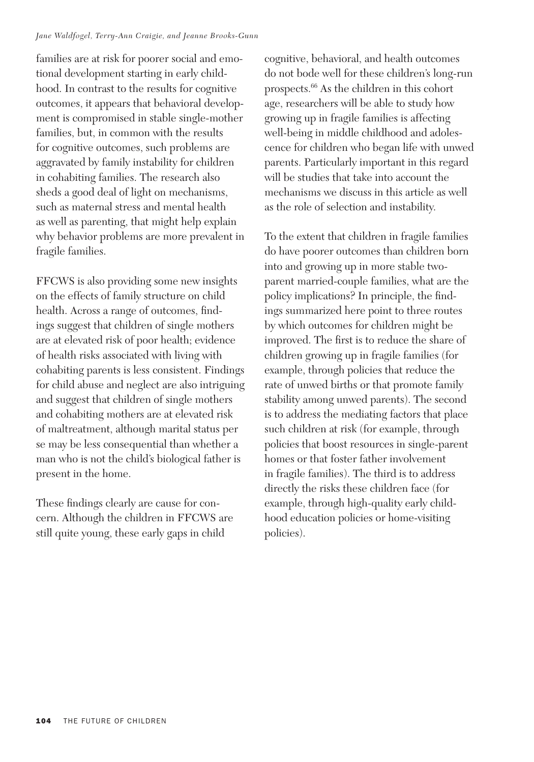families are at risk for poorer social and emotional development starting in early childhood. In contrast to the results for cognitive outcomes, it appears that behavioral development is compromised in stable single-mother families, but, in common with the results for cognitive outcomes, such problems are aggravated by family instability for children in cohabiting families. The research also sheds a good deal of light on mechanisms, such as maternal stress and mental health as well as parenting, that might help explain why behavior problems are more prevalent in fragile families.

FFCWS is also providing some new insights on the effects of family structure on child health. Across a range of outcomes, findings suggest that children of single mothers are at elevated risk of poor health; evidence of health risks associated with living with cohabiting parents is less consistent. Findings for child abuse and neglect are also intriguing and suggest that children of single mothers and cohabiting mothers are at elevated risk of maltreatment, although marital status per se may be less consequential than whether a man who is not the child's biological father is present in the home.

These findings clearly are cause for concern. Although the children in FFCWS are still quite young, these early gaps in child cognitive, behavioral, and health outcomes do not bode well for these children's long-run prospects.[66] As the children in this cohort age, researchers will be able to study how growing up in fragile families is affecting well-being in middle childhood and adolescence for children who began life with unwed parents. Particularly important in this regard will be studies that take into account the mechanisms we discuss in this article as well as the role of selection and instability.

To the extent that children in fragile families do have poorer outcomes than children born into and growing up in more stable two-parent married-couple families, what are the policy implications? In principle, the findings summarized here point to three routes by which outcomes for children might be improved. The first is to reduce the share of children growing up in fragile families (for example, through policies that reduce the rate of unwed births or that promote family stability among unwed parents). The second is to address the mediating factors that place such children at risk (for example, through policies that boost resources in single-parent homes or that foster father involvement in fragile families). The third is to address directly the risks these children face (for example, through high-quality early childhood education policies or home-visiting policies).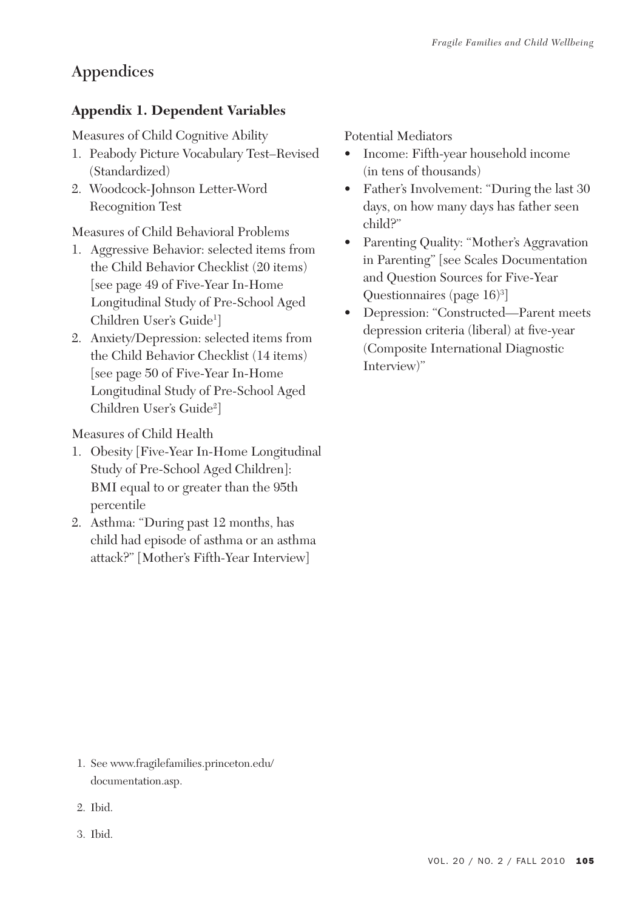# Appendices

## Appendix 1. Dependent Variables

Measures of Child Cognitive Ability

1. Peabody Picture Vocabulary Test–Revised (Standardized)
2. Woodcock-Johnson Letter-Word Recognition Test

Measures of Child Behavioral Problems

1. Aggressive Behavior: selected items from the Child Behavior Checklist (20 items) [see page 49 of Five-Year In-Home Longitudinal Study of Pre-School Aged Children User's Guide[1]]
2. Anxiety/Depression: selected items from the Child Behavior Checklist (14 items) [see page 50 of Five-Year In-Home Longitudinal Study of Pre-School Aged Children User's Guide[2]]

Measures of Child Health

1. Obesity [Five-Year In-Home Longitudinal Study of Pre-School Aged Children]: BMI equal to or greater than the 95th percentile
2. Asthma: "During past 12 months, has child had episode of asthma or an asthma attack?" [Mother's Fifth-Year Interview]

Potential Mediators

- Income: Fifth-year household income (in tens of thousands)
- Father's Involvement: "During the last 30 days, on how many days has father seen child?"
- Parenting Quality: "Mother's Aggravation in Parenting" [see Scales Documentation and Question Sources for Five-Year Questionnaires (page 16)[3]]
- Depression: "Constructed—Parent meets depression criteria (liberal) at five-year (Composite International Diagnostic Interview)"

1. See www.fragilefamilies.princeton.edu/documentation.asp.
2. Ibid.
3. Ibid.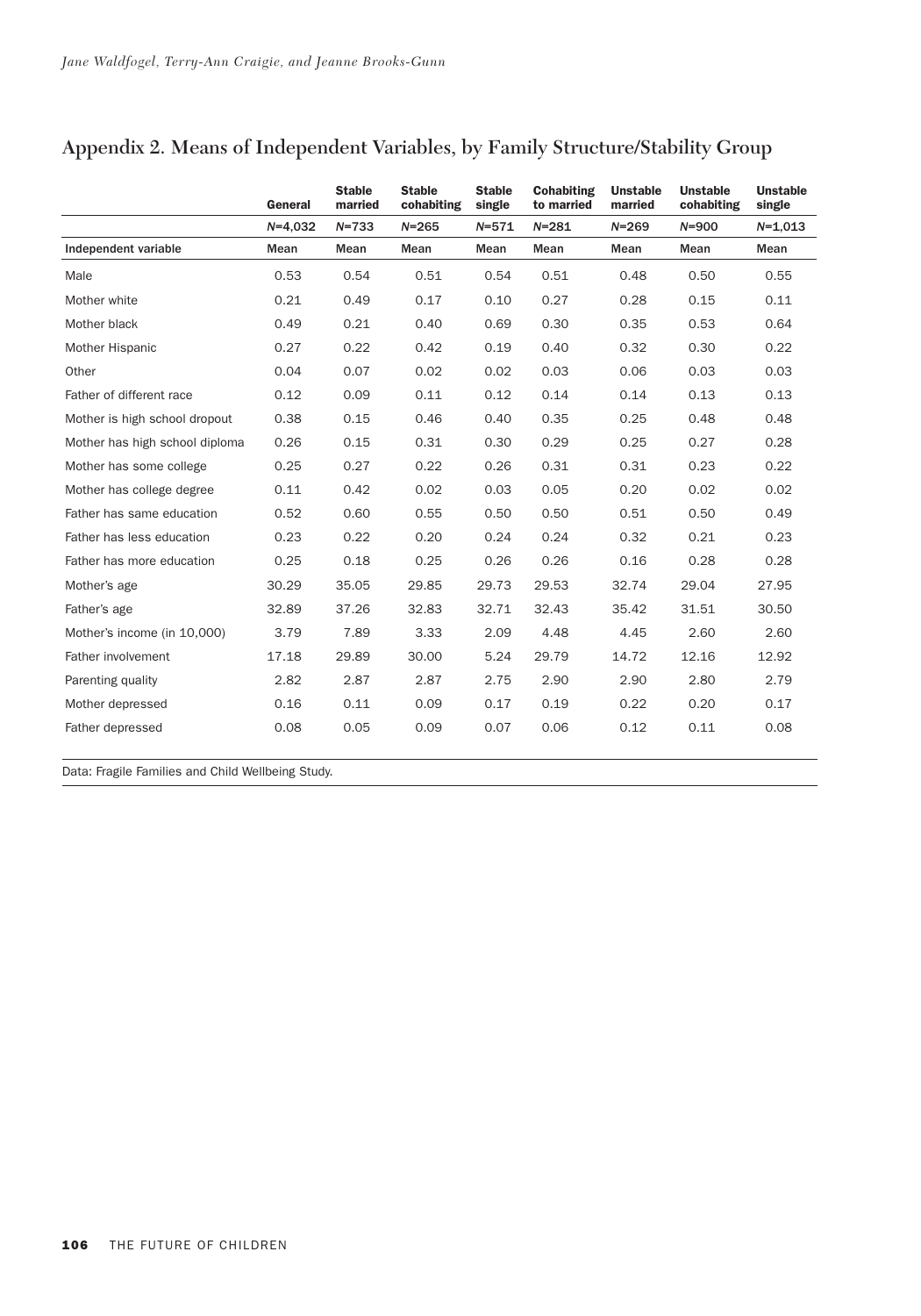## Appendix 2. Means of Independent Variables, by Family Structure/Stability Group

| | General | Stable married | Stable cohabiting | Stable single | Cohabiting to married | Unstable married | Unstable cohabiting | Unstable single |
|---|---|---|---|---|---|---|---|---|
| | *N*=4,032 | *N*=733 | *N*=265 | *N*=571 | *N*=281 | *N*=269 | *N*=900 | *N*=1,013 |
| **Independent variable** | **Mean** | **Mean** | **Mean** | **Mean** | **Mean** | **Mean** | **Mean** | **Mean** |
| Male | 0.53 | 0.54 | 0.51 | 0.54 | 0.51 | 0.48 | 0.50 | 0.55 |
| Mother white | 0.21 | 0.49 | 0.17 | 0.10 | 0.27 | 0.28 | 0.15 | 0.11 |
| Mother black | 0.49 | 0.21 | 0.40 | 0.69 | 0.30 | 0.35 | 0.53 | 0.64 |
| Mother Hispanic | 0.27 | 0.22 | 0.42 | 0.19 | 0.40 | 0.32 | 0.30 | 0.22 |
| Other | 0.04 | 0.07 | 0.02 | 0.02 | 0.03 | 0.06 | 0.03 | 0.03 |
| Father of different race | 0.12 | 0.09 | 0.11 | 0.12 | 0.14 | 0.14 | 0.13 | 0.13 |
| Mother is high school dropout | 0.38 | 0.15 | 0.46 | 0.40 | 0.35 | 0.25 | 0.48 | 0.48 |
| Mother has high school diploma | 0.26 | 0.15 | 0.31 | 0.30 | 0.29 | 0.25 | 0.27 | 0.28 |
| Mother has some college | 0.25 | 0.27 | 0.22 | 0.26 | 0.31 | 0.31 | 0.23 | 0.22 |
| Mother has college degree | 0.11 | 0.42 | 0.02 | 0.03 | 0.05 | 0.20 | 0.02 | 0.02 |
| Father has same education | 0.52 | 0.60 | 0.55 | 0.50 | 0.50 | 0.51 | 0.50 | 0.49 |
| Father has less education | 0.23 | 0.22 | 0.20 | 0.24 | 0.24 | 0.32 | 0.21 | 0.23 |
| Father has more education | 0.25 | 0.18 | 0.25 | 0.26 | 0.26 | 0.16 | 0.28 | 0.28 |
| Mother's age | 30.29 | 35.05 | 29.85 | 29.73 | 29.53 | 32.74 | 29.04 | 27.95 |
| Father's age | 32.89 | 37.26 | 32.83 | 32.71 | 32.43 | 35.42 | 31.51 | 30.50 |
| Mother's income (in 10,000) | 3.79 | 7.89 | 3.33 | 2.09 | 4.48 | 4.45 | 2.60 | 2.60 |
| Father involvement | 17.18 | 29.89 | 30.00 | 5.24 | 29.79 | 14.72 | 12.16 | 12.92 |
| Parenting quality | 2.82 | 2.87 | 2.87 | 2.75 | 2.90 | 2.90 | 2.80 | 2.79 |
| Mother depressed | 0.16 | 0.11 | 0.09 | 0.17 | 0.19 | 0.22 | 0.20 | 0.17 |
| Father depressed | 0.08 | 0.05 | 0.09 | 0.07 | 0.06 | 0.12 | 0.11 | 0.08 |

Data: Fragile Families and Child Wellbeing Study.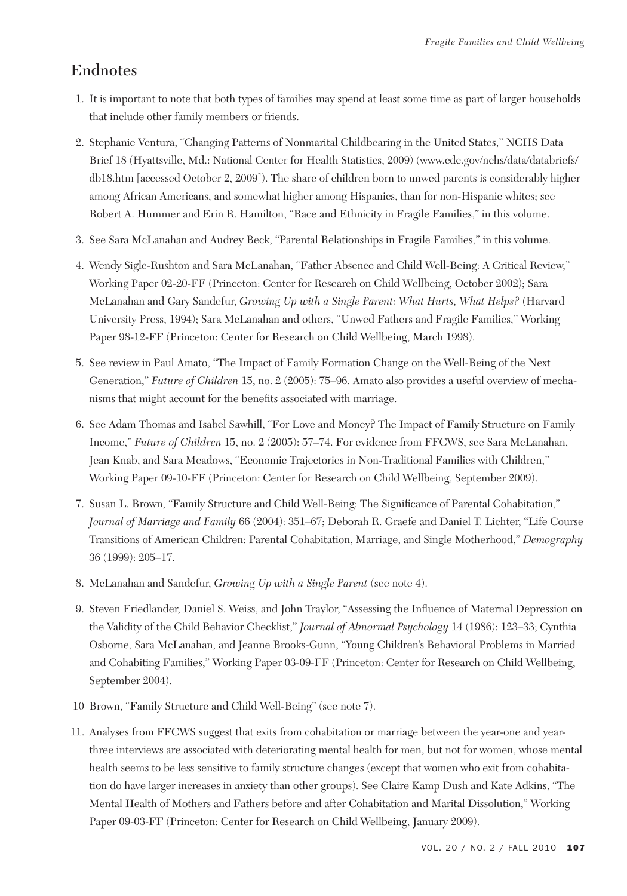## Endnotes

1. It is important to note that both types of families may spend at least some time as part of larger households that include other family members or friends.

2. Stephanie Ventura, "Changing Patterns of Nonmarital Childbearing in the United States," NCHS Data Brief 18 (Hyattsville, Md.: National Center for Health Statistics, 2009) (www.cdc.gov/nchs/data/databriefs/db18.htm [accessed October 2, 2009]). The share of children born to unwed parents is considerably higher among African Americans, and somewhat higher among Hispanics, than for non-Hispanic whites; see Robert A. Hummer and Erin R. Hamilton, "Race and Ethnicity in Fragile Families," in this volume.

3. See Sara McLanahan and Audrey Beck, "Parental Relationships in Fragile Families," in this volume.

4. Wendy Sigle-Rushton and Sara McLanahan, "Father Absence and Child Well-Being: A Critical Review," Working Paper 02-20-FF (Princeton: Center for Research on Child Wellbeing, October 2002); Sara McLanahan and Gary Sandefur, *Growing Up with a Single Parent: What Hurts, What Helps?* (Harvard University Press, 1994); Sara McLanahan and others, "Unwed Fathers and Fragile Families," Working Paper 98-12-FF (Princeton: Center for Research on Child Wellbeing, March 1998).

5. See review in Paul Amato, "The Impact of Family Formation Change on the Well-Being of the Next Generation," *Future of Children* 15, no. 2 (2005): 75–96. Amato also provides a useful overview of mechanisms that might account for the benefits associated with marriage.

6. See Adam Thomas and Isabel Sawhill, "For Love and Money? The Impact of Family Structure on Family Income," *Future of Children* 15, no. 2 (2005): 57–74. For evidence from FFCWS, see Sara McLanahan, Jean Knab, and Sara Meadows, "Economic Trajectories in Non-Traditional Families with Children," Working Paper 09-10-FF (Princeton: Center for Research on Child Wellbeing, September 2009).

7. Susan L. Brown, "Family Structure and Child Well-Being: The Significance of Parental Cohabitation," *Journal of Marriage and Family* 66 (2004): 351–67; Deborah R. Graefe and Daniel T. Lichter, "Life Course Transitions of American Children: Parental Cohabitation, Marriage, and Single Motherhood," *Demography* 36 (1999): 205–17.

8. McLanahan and Sandefur, *Growing Up with a Single Parent* (see note 4).

9. Steven Friedlander, Daniel S. Weiss, and John Traylor, "Assessing the Influence of Maternal Depression on the Validity of the Child Behavior Checklist," *Journal of Abnormal Psychology* 14 (1986): 123–33; Cynthia Osborne, Sara McLanahan, and Jeanne Brooks-Gunn, "Young Children's Behavioral Problems in Married and Cohabiting Families," Working Paper 03-09-FF (Princeton: Center for Research on Child Wellbeing, September 2004).

10 Brown, "Family Structure and Child Well-Being" (see note 7).

11. Analyses from FFCWS suggest that exits from cohabitation or marriage between the year-one and year-three interviews are associated with deteriorating mental health for men, but not for women, whose mental health seems to be less sensitive to family structure changes (except that women who exit from cohabitation do have larger increases in anxiety than other groups). See Claire Kamp Dush and Kate Adkins, "The Mental Health of Mothers and Fathers before and after Cohabitation and Marital Dissolution," Working Paper 09-03-FF (Princeton: Center for Research on Child Wellbeing, January 2009).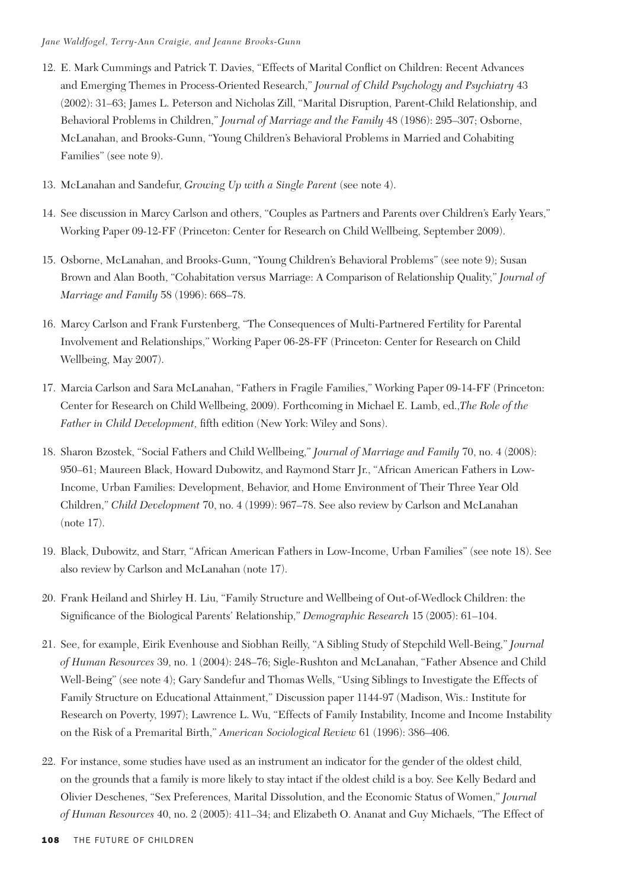12. E. Mark Cummings and Patrick T. Davies, "Effects of Marital Conflict on Children: Recent Advances and Emerging Themes in Process-Oriented Research," *Journal of Child Psychology and Psychiatry* 43 (2002): 31–63; James L. Peterson and Nicholas Zill, "Marital Disruption, Parent-Child Relationship, and Behavioral Problems in Children," *Journal of Marriage and the Family* 48 (1986): 295–307; Osborne, McLanahan, and Brooks-Gunn, "Young Children's Behavioral Problems in Married and Cohabiting Families" (see note 9).

13. McLanahan and Sandefur, *Growing Up with a Single Parent* (see note 4).

14. See discussion in Marcy Carlson and others, "Couples as Partners and Parents over Children's Early Years," Working Paper 09-12-FF (Princeton: Center for Research on Child Wellbeing, September 2009).

15. Osborne, McLanahan, and Brooks-Gunn, "Young Children's Behavioral Problems" (see note 9); Susan Brown and Alan Booth, "Cohabitation versus Marriage: A Comparison of Relationship Quality," *Journal of Marriage and Family* 58 (1996): 668–78.

16. Marcy Carlson and Frank Furstenberg, "The Consequences of Multi-Partnered Fertility for Parental Involvement and Relationships," Working Paper 06-28-FF (Princeton: Center for Research on Child Wellbeing, May 2007).

17. Marcia Carlson and Sara McLanahan, "Fathers in Fragile Families," Working Paper 09-14-FF (Princeton: Center for Research on Child Wellbeing, 2009). Forthcoming in Michael E. Lamb, ed.,*The Role of the Father in Child Development,* fifth edition (New York: Wiley and Sons).

18. Sharon Bzostek, "Social Fathers and Child Wellbeing," *Journal of Marriage and Family* 70, no. 4 (2008): 950–61; Maureen Black, Howard Dubowitz, and Raymond Starr Jr., "African American Fathers in Low-Income, Urban Families: Development, Behavior, and Home Environment of Their Three Year Old Children," *Child Development* 70, no. 4 (1999): 967–78. See also review by Carlson and McLanahan (note 17).

19. Black, Dubowitz, and Starr, "African American Fathers in Low-Income, Urban Families" (see note 18). See also review by Carlson and McLanahan (note 17).

20. Frank Heiland and Shirley H. Liu, "Family Structure and Wellbeing of Out-of-Wedlock Children: the Significance of the Biological Parents' Relationship," *Demographic Research* 15 (2005): 61–104.

21. See, for example, Eirik Evenhouse and Siobhan Reilly, "A Sibling Study of Stepchild Well-Being," *Journal of Human Resources* 39, no. 1 (2004): 248–76; Sigle-Rushton and McLanahan, "Father Absence and Child Well-Being" (see note 4); Gary Sandefur and Thomas Wells, "Using Siblings to Investigate the Effects of Family Structure on Educational Attainment," Discussion paper 1144-97 (Madison, Wis.: Institute for Research on Poverty, 1997); Lawrence L. Wu, "Effects of Family Instability, Income and Income Instability on the Risk of a Premarital Birth," *American Sociological Review* 61 (1996): 386–406.

22. For instance, some studies have used as an instrument an indicator for the gender of the oldest child, on the grounds that a family is more likely to stay intact if the oldest child is a boy. See Kelly Bedard and Olivier Deschenes, "Sex Preferences, Marital Dissolution, and the Economic Status of Women," *Journal of Human Resources* 40, no. 2 (2005): 411–34; and Elizabeth O. Ananat and Guy Michaels, "The Effect of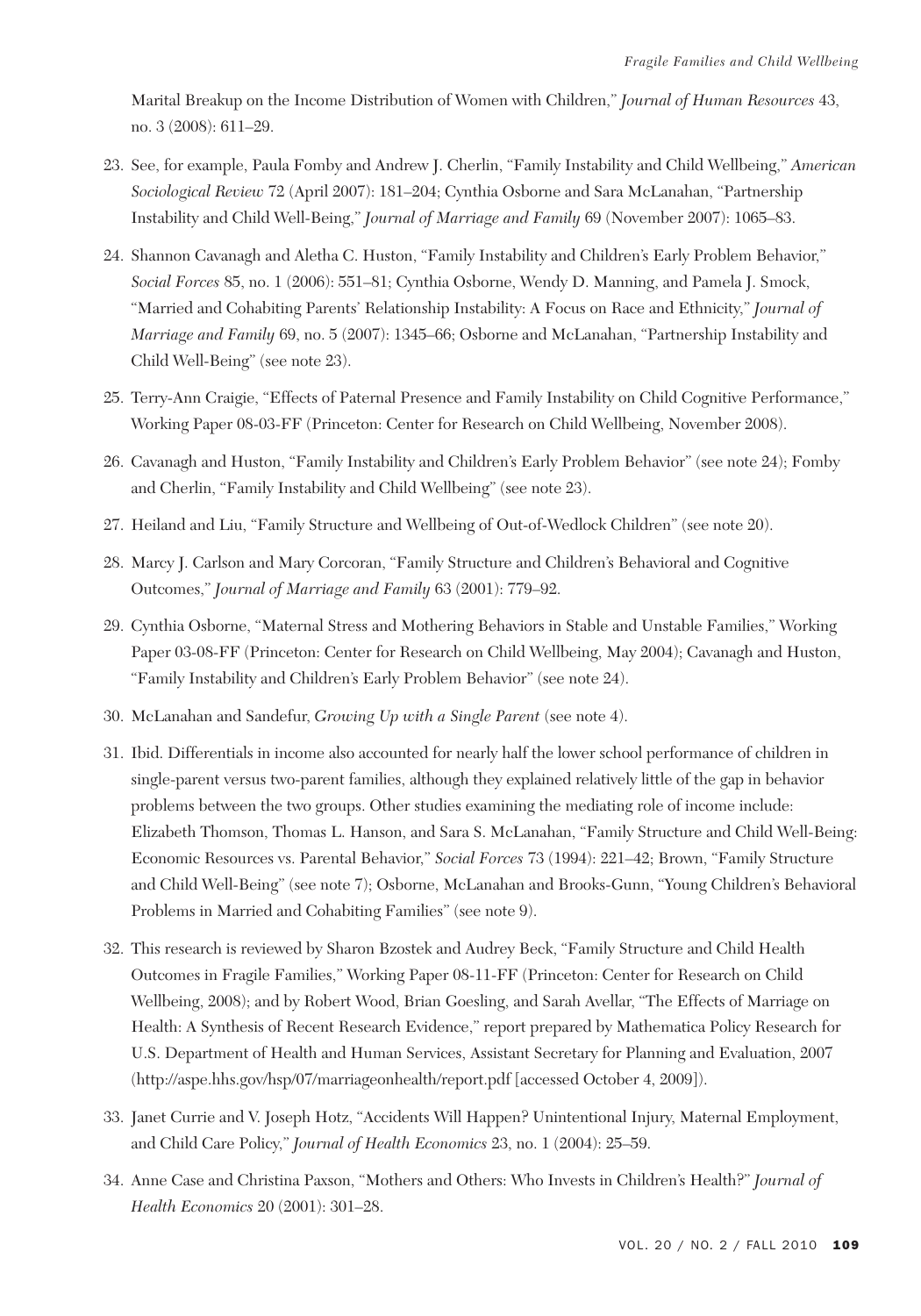Marital Breakup on the Income Distribution of Women with Children," *Journal of Human Resources* 43, no. 3 (2008): 611–29.

23. See, for example, Paula Fomby and Andrew J. Cherlin, "Family Instability and Child Wellbeing," *American Sociological Review* 72 (April 2007): 181–204; Cynthia Osborne and Sara McLanahan, "Partnership Instability and Child Well-Being," *Journal of Marriage and Family* 69 (November 2007): 1065–83.

24. Shannon Cavanagh and Aletha C. Huston, "Family Instability and Children's Early Problem Behavior," *Social Forces* 85, no. 1 (2006): 551–81; Cynthia Osborne, Wendy D. Manning, and Pamela J. Smock, "Married and Cohabiting Parents' Relationship Instability: A Focus on Race and Ethnicity," *Journal of Marriage and Family* 69, no. 5 (2007): 1345–66; Osborne and McLanahan, "Partnership Instability and Child Well-Being" (see note 23).

25. Terry-Ann Craigie, "Effects of Paternal Presence and Family Instability on Child Cognitive Performance," Working Paper 08-03-FF (Princeton: Center for Research on Child Wellbeing, November 2008).

26. Cavanagh and Huston, "Family Instability and Children's Early Problem Behavior" (see note 24); Fomby and Cherlin, "Family Instability and Child Wellbeing" (see note 23).

27. Heiland and Liu, "Family Structure and Wellbeing of Out-of-Wedlock Children" (see note 20).

28. Marcy J. Carlson and Mary Corcoran, "Family Structure and Children's Behavioral and Cognitive Outcomes," *Journal of Marriage and Family* 63 (2001): 779–92.

29. Cynthia Osborne, "Maternal Stress and Mothering Behaviors in Stable and Unstable Families," Working Paper 03-08-FF (Princeton: Center for Research on Child Wellbeing, May 2004); Cavanagh and Huston, "Family Instability and Children's Early Problem Behavior" (see note 24).

30. McLanahan and Sandefur, *Growing Up with a Single Parent* (see note 4).

31. Ibid. Differentials in income also accounted for nearly half the lower school performance of children in single-parent versus two-parent families, although they explained relatively little of the gap in behavior problems between the two groups. Other studies examining the mediating role of income include: Elizabeth Thomson, Thomas L. Hanson, and Sara S. McLanahan, "Family Structure and Child Well-Being: Economic Resources vs. Parental Behavior," *Social Forces* 73 (1994): 221–42; Brown, "Family Structure and Child Well-Being" (see note 7); Osborne, McLanahan and Brooks-Gunn, "Young Children's Behavioral Problems in Married and Cohabiting Families" (see note 9).

32. This research is reviewed by Sharon Bzostek and Audrey Beck, "Family Structure and Child Health Outcomes in Fragile Families," Working Paper 08-11-FF (Princeton: Center for Research on Child Wellbeing, 2008); and by Robert Wood, Brian Goesling, and Sarah Avellar, "The Effects of Marriage on Health: A Synthesis of Recent Research Evidence," report prepared by Mathematica Policy Research for U.S. Department of Health and Human Services, Assistant Secretary for Planning and Evaluation, 2007 (http://aspe.hhs.gov/hsp/07/marriageonhealth/report.pdf [accessed October 4, 2009]).

33. Janet Currie and V. Joseph Hotz, "Accidents Will Happen? Unintentional Injury, Maternal Employment, and Child Care Policy," *Journal of Health Economics* 23, no. 1 (2004): 25–59.

34. Anne Case and Christina Paxson, "Mothers and Others: Who Invests in Children's Health?" *Journal of Health Economics* 20 (2001): 301–28.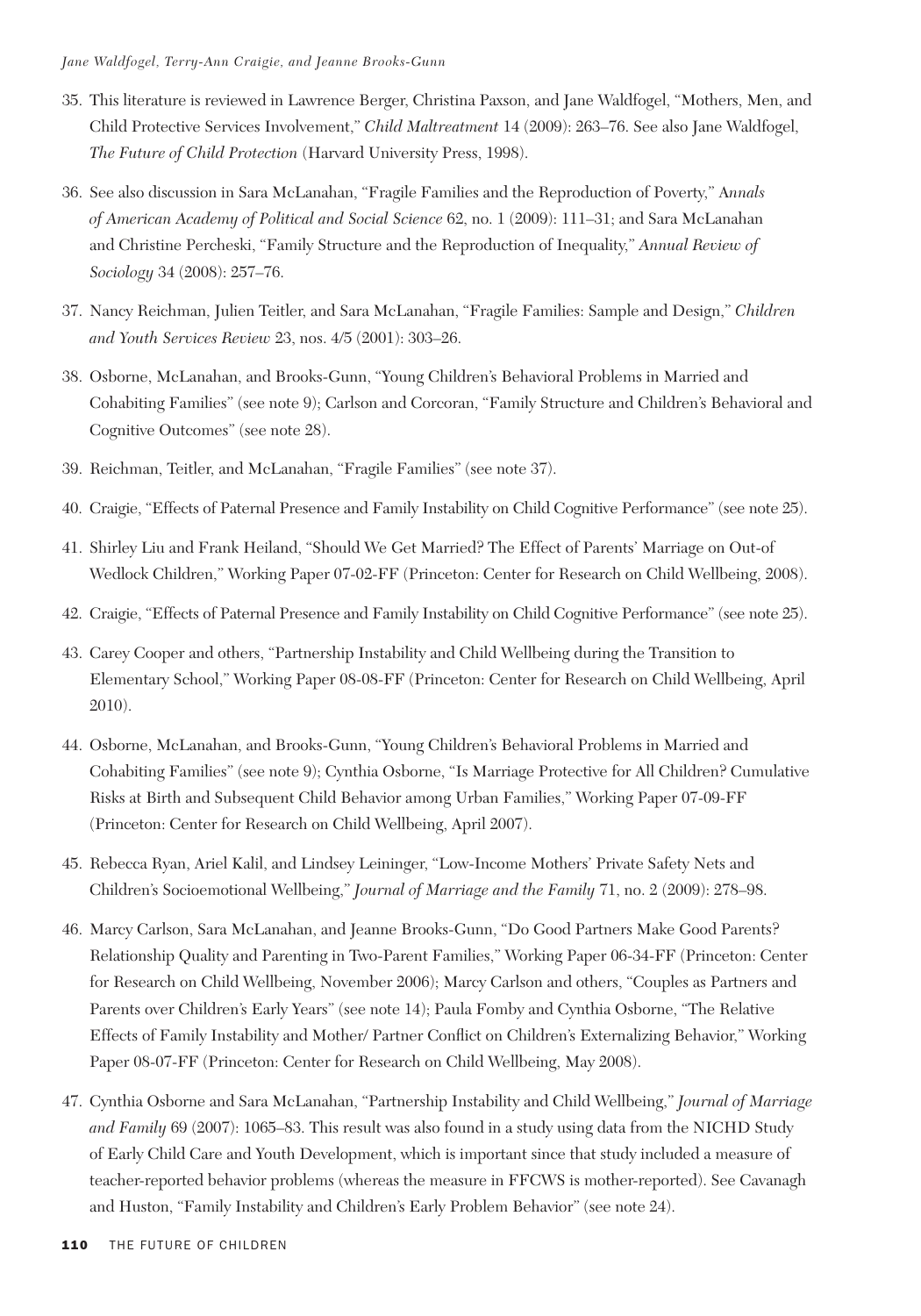35. This literature is reviewed in Lawrence Berger, Christina Paxson, and Jane Waldfogel, "Mothers, Men, and Child Protective Services Involvement," *Child Maltreatment* 14 (2009): 263–76. See also Jane Waldfogel, *The Future of Child Protection* (Harvard University Press, 1998).

36. See also discussion in Sara McLanahan, "Fragile Families and the Reproduction of Poverty," A*nnals of American Academy of Political and Social Science* 62, no. 1 (2009): 111–31; and Sara McLanahan and Christine Percheski, "Family Structure and the Reproduction of Inequality," *Annual Review of Sociology* 34 (2008): 257–76.

37. Nancy Reichman, Julien Teitler, and Sara McLanahan, "Fragile Families: Sample and Design," *Children and Youth Services Review* 23, nos. 4/5 (2001): 303–26.

38. Osborne, McLanahan, and Brooks-Gunn, "Young Children's Behavioral Problems in Married and Cohabiting Families" (see note 9); Carlson and Corcoran, "Family Structure and Children's Behavioral and Cognitive Outcomes" (see note 28).

39. Reichman, Teitler, and McLanahan, "Fragile Families" (see note 37).

40. Craigie, "Effects of Paternal Presence and Family Instability on Child Cognitive Performance" (see note 25).

41. Shirley Liu and Frank Heiland, "Should We Get Married? The Effect of Parents' Marriage on Out-of Wedlock Children," Working Paper 07-02-FF (Princeton: Center for Research on Child Wellbeing, 2008).

42. Craigie, "Effects of Paternal Presence and Family Instability on Child Cognitive Performance" (see note 25).

43. Carey Cooper and others, "Partnership Instability and Child Wellbeing during the Transition to Elementary School," Working Paper 08-08-FF (Princeton: Center for Research on Child Wellbeing, April 2010).

44. Osborne, McLanahan, and Brooks-Gunn, "Young Children's Behavioral Problems in Married and Cohabiting Families" (see note 9); Cynthia Osborne, "Is Marriage Protective for All Children? Cumulative Risks at Birth and Subsequent Child Behavior among Urban Families," Working Paper 07-09-FF (Princeton: Center for Research on Child Wellbeing, April 2007).

45. Rebecca Ryan, Ariel Kalil, and Lindsey Leininger, "Low-Income Mothers' Private Safety Nets and Children's Socioemotional Wellbeing," *Journal of Marriage and the Family* 71, no. 2 (2009): 278–98.

46. Marcy Carlson, Sara McLanahan, and Jeanne Brooks-Gunn, "Do Good Partners Make Good Parents? Relationship Quality and Parenting in Two-Parent Families," Working Paper 06-34-FF (Princeton: Center for Research on Child Wellbeing, November 2006); Marcy Carlson and others, "Couples as Partners and Parents over Children's Early Years" (see note 14); Paula Fomby and Cynthia Osborne, "The Relative Effects of Family Instability and Mother/ Partner Conflict on Children's Externalizing Behavior," Working Paper 08-07-FF (Princeton: Center for Research on Child Wellbeing, May 2008).

47. Cynthia Osborne and Sara McLanahan, "Partnership Instability and Child Wellbeing," *Journal of Marriage and Family* 69 (2007): 1065–83. This result was also found in a study using data from the NICHD Study of Early Child Care and Youth Development, which is important since that study included a measure of teacher-reported behavior problems (whereas the measure in FFCWS is mother-reported). See Cavanagh and Huston, "Family Instability and Children's Early Problem Behavior" (see note 24).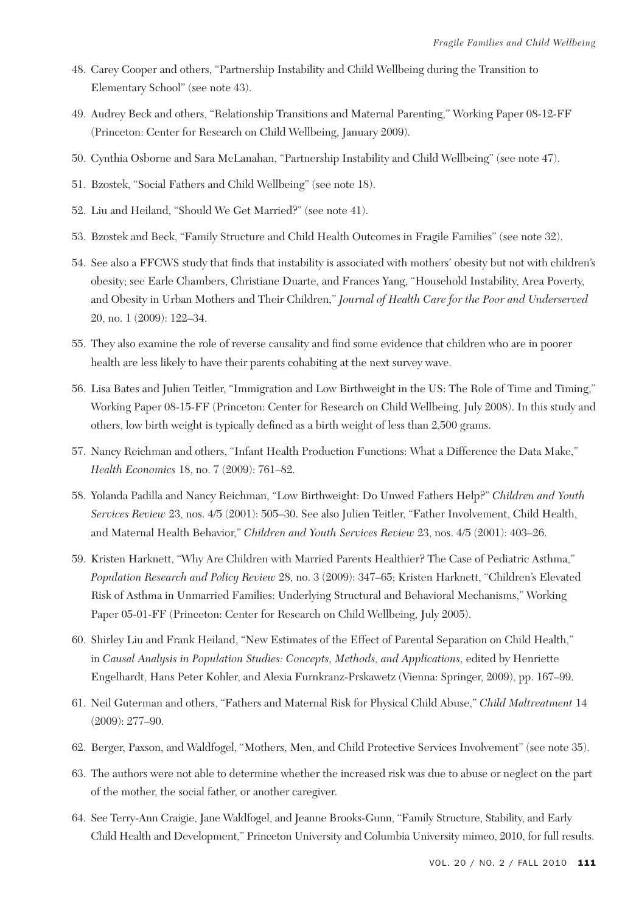48. Carey Cooper and others, "Partnership Instability and Child Wellbeing during the Transition to Elementary School" (see note 43).

49. Audrey Beck and others, "Relationship Transitions and Maternal Parenting," Working Paper 08-12-FF (Princeton: Center for Research on Child Wellbeing, January 2009).

50. Cynthia Osborne and Sara McLanahan, "Partnership Instability and Child Wellbeing" (see note 47).

51. Bzostek, "Social Fathers and Child Wellbeing" (see note 18).

52. Liu and Heiland, "Should We Get Married?" (see note 41).

53. Bzostek and Beck, "Family Structure and Child Health Outcomes in Fragile Families" (see note 32).

54. See also a FFCWS study that finds that instability is associated with mothers' obesity but not with children's obesity; see Earle Chambers, Christiane Duarte, and Frances Yang, "Household Instability, Area Poverty, and Obesity in Urban Mothers and Their Children," *Journal of Health Care for the Poor and Underserved* 20, no. 1 (2009): 122–34.

55. They also examine the role of reverse causality and find some evidence that children who are in poorer health are less likely to have their parents cohabiting at the next survey wave.

56. Lisa Bates and Julien Teitler, "Immigration and Low Birthweight in the US: The Role of Time and Timing," Working Paper 08-15-FF (Princeton: Center for Research on Child Wellbeing, July 2008). In this study and others, low birth weight is typically defined as a birth weight of less than 2,500 grams.

57. Nancy Reichman and others, "Infant Health Production Functions: What a Difference the Data Make," *Health Economics* 18, no. 7 (2009): 761–82.

58. Yolanda Padilla and Nancy Reichman, "Low Birthweight: Do Unwed Fathers Help?" *Children and Youth Services Review* 23, nos. 4/5 (2001): 505–30. See also Julien Teitler, "Father Involvement, Child Health, and Maternal Health Behavior," *Children and Youth Services Review* 23, nos. 4/5 (2001): 403–26.

59. Kristen Harknett, "Why Are Children with Married Parents Healthier? The Case of Pediatric Asthma," *Population Research and Policy Review* 28, no. 3 (2009): 347–65; Kristen Harknett, "Children's Elevated Risk of Asthma in Unmarried Families: Underlying Structural and Behavioral Mechanisms," Working Paper 05-01-FF (Princeton: Center for Research on Child Wellbeing, July 2005).

60. Shirley Liu and Frank Heiland, "New Estimates of the Effect of Parental Separation on Child Health," in *Causal Analysis in Population Studies: Concepts, Methods, and Applications,* edited by Henriette Engelhardt, Hans Peter Kohler, and Alexia Furnkranz-Prskawetz (Vienna: Springer, 2009), pp. 167–99.

61. Neil Guterman and others, "Fathers and Maternal Risk for Physical Child Abuse," *Child Maltreatment* 14 (2009): 277–90.

62. Berger, Paxson, and Waldfogel, "Mothers, Men, and Child Protective Services Involvement" (see note 35).

63. The authors were not able to determine whether the increased risk was due to abuse or neglect on the part of the mother, the social father, or another caregiver.

64. See Terry-Ann Craigie, Jane Waldfogel, and Jeanne Brooks-Gunn, "Family Structure, Stability, and Early Child Health and Development," Princeton University and Columbia University mimeo, 2010, for full results.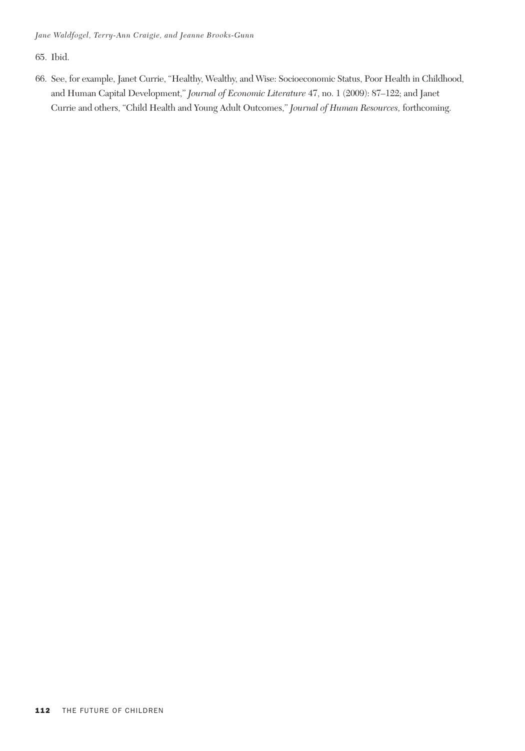65. Ibid.

66. See, for example, Janet Currie, "Healthy, Wealthy, and Wise: Socioeconomic Status, Poor Health in Childhood, and Human Capital Development," *Journal of Economic Literature* 47, no. 1 (2009): 87–122; and Janet Currie and others, "Child Health and Young Adult Outcomes," *Journal of Human Resources,* forthcoming.